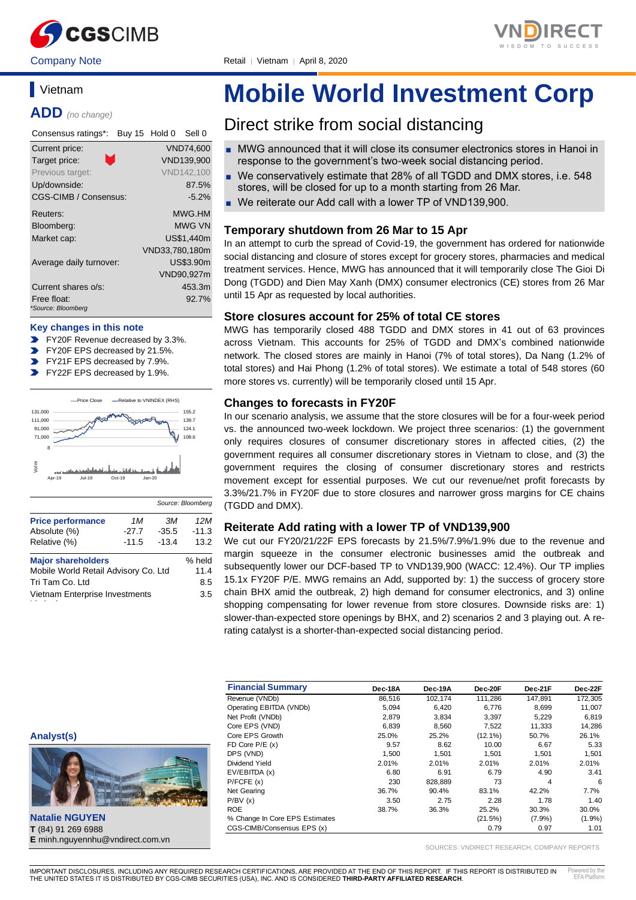Company Note

Retail | Vietnam | April 8, 2020

## Vietnam

**ADD** *(no change)*

| Consensus ratings*: | Buy 15 | Hold 0 | Sell 0 |
|---|---|---|---|

| | |
|---|---|
| Current price: | VND74,600 |
| Target price: | VND139,900 |
| Previous target: | VND142,100 |
| Up/downside: | 87.5% |
| CGS-CIMB / Consensus: | -5.2% |
| Reuters: | MWG.HM |
| Bloomberg: | MWG VN |
| Market cap: | US$1,440m |
| | VND33,780,180m |
| Average daily turnover: | US$3.90m |
| | VND90,927m |
| Current shares o/s: | 453.3m |
| Free float: | 92.7% |

*Source: Bloomberg

**Key changes in this note**

- FY20F Revenue decreased by 3.3%.
- FY20F EPS decreased by 21.5%.
- FY21F EPS decreased by 7.9%.
- FY22F EPS decreased by 1.9%.

Source: Bloomberg

| Price performance | 1M | 3M | 12M |
|---|---|---|---|
| Absolute (%) | -27.7 | -35.5 | -11.3 |
| Relative (%) | -11.5 | -13.4 | 13.2 |

| Major shareholders | % held |
|---|---|
| Mobile World Retail Advisory Co. Ltd | 11.4 |
| Tri Tam Co. Ltd | 8.5 |
| Vietnam Enterprise Investments Limited | 3.5 |

# Mobile World Investment Corp

## Direct strike from social distancing

- MWG announced that it will close its consumer electronics stores in Hanoi in response to the government's two-week social distancing period.
- We conservatively estimate that 28% of all TGDD and DMX stores, i.e. 548 stores, will be closed for up to a month starting from 26 Mar.
- We reiterate our Add call with a lower TP of VND139,900.

### Temporary shutdown from 26 Mar to 15 Apr

In an attempt to curb the spread of Covid-19, the government has ordered for nationwide social distancing and closure of stores except for grocery stores, pharmacies and medical treatment services. Hence, MWG has announced that it will temporarily close The Gioi Di Dong (TGDD) and Dien May Xanh (DMX) consumer electronics (CE) stores from 26 Mar until 15 Apr as requested by local authorities.

### Store closures account for 25% of total CE stores

MWG has temporarily closed 488 TGDD and DMX stores in 41 out of 63 provinces across Vietnam. This accounts for 25% of TGDD and DMX's combined nationwide network. The closed stores are mainly in Hanoi (7% of total stores), Da Nang (1.2% of total stores) and Hai Phong (1.2% of total stores). We estimate a total of 548 stores (60 more stores vs. currently) will be temporarily closed until 15 Apr.

### Changes to forecasts in FY20F

In our scenario analysis, we assume that the store closures will be for a four-week period vs. the announced two-week lockdown. We project three scenarios: (1) the government only requires closures of consumer discretionary stores in affected cities, (2) the government requires all consumer discretionary stores in Vietnam to close, and (3) the government requires the closing of consumer discretionary stores and restricts movement except for essential purposes. We cut our revenue/net profit forecasts by 3.3%/21.7% in FY20F due to store closures and narrower gross margins for CE chains (TGDD and DMX).

### Reiterate Add rating with a lower TP of VND139,900

We cut our FY20/21/22F EPS forecasts by 21.5%/7.9%/1.9% due to the revenue and margin squeeze in the consumer electronic businesses amid the outbreak and subsequently lower our DCF-based TP to VND139,900 (WACC: 12.4%). Our TP implies 15.1x FY20F P/E. MWG remains an Add, supported by: 1) the success of grocery store chain BHX amid the outbreak, 2) high demand for consumer electronics, and 3) online shopping compensating for lower revenue from store closures. Downside risks are: 1) slower-than-expected store openings by BHX, and 2) scenarios 2 and 3 playing out. A re-rating catalyst is a shorter-than-expected social distancing period.

**Analyst(s)**

**Natalie NGUYEN**
**T** (84) 91 269 6988
**E** minh.nguyennhu@vndirect.com.vn

| Financial Summary | Dec-18A | Dec-19A | Dec-20F | Dec-21F | Dec-22F |
|---|---|---|---|---|---|
| Revenue (VNDb) | 86,516 | 102,174 | 111,286 | 147,891 | 172,305 |
| Operating EBITDA (VNDb) | 5,094 | 6,420 | 6,776 | 8,699 | 11,007 |
| Net Profit (VNDb) | 2,879 | 3,834 | 3,397 | 5,229 | 6,819 |
| Core EPS (VND) | 6,839 | 8,560 | 7,522 | 11,333 | 14,286 |
| Core EPS Growth | 25.0% | 25.2% | (12.1%) | 50.7% | 26.1% |
| FD Core P/E (x) | 9.57 | 8.62 | 10.00 | 6.67 | 5.33 |
| DPS (VND) | 1,500 | 1,501 | 1,501 | 1,501 | 1,501 |
| Dividend Yield | 2.01% | 2.01% | 2.01% | 2.01% | 2.01% |
| EV/EBITDA (x) | 6.80 | 6.91 | 6.79 | 4.90 | 3.41 |
| P/FCFE (x) | 230 | 828,889 | 73 | 4 | 6 |
| Net Gearing | 36.7% | 90.4% | 83.1% | 42.2% | 7.7% |
| P/BV (x) | 3.50 | 2.75 | 2.28 | 1.78 | 1.40 |
| ROE | 38.7% | 36.3% | 25.2% | 30.3% | 30.0% |
| % Change In Core EPS Estimates | | | (21.5%) | (7.9%) | (1.9%) |
| CGS-CIMB/Consensus EPS (x) | | | 0.79 | 0.97 | 1.01 |

SOURCES: VNDIRECT RESEARCH, COMPANY REPORTS

IMPORTANT DISCLOSURES, INCLUDING ANY REQUIRED RESEARCH CERTIFICATIONS, ARE PROVIDED AT THE END OF THIS REPORT. IF THIS REPORT IS DISTRIBUTED IN THE UNITED STATES IT IS DISTRIBUTED BY CGS-CIMB SECURITIES (USA), INC. AND IS CONSIDERED **THIRD-PARTY AFFILIATED RESEARCH**.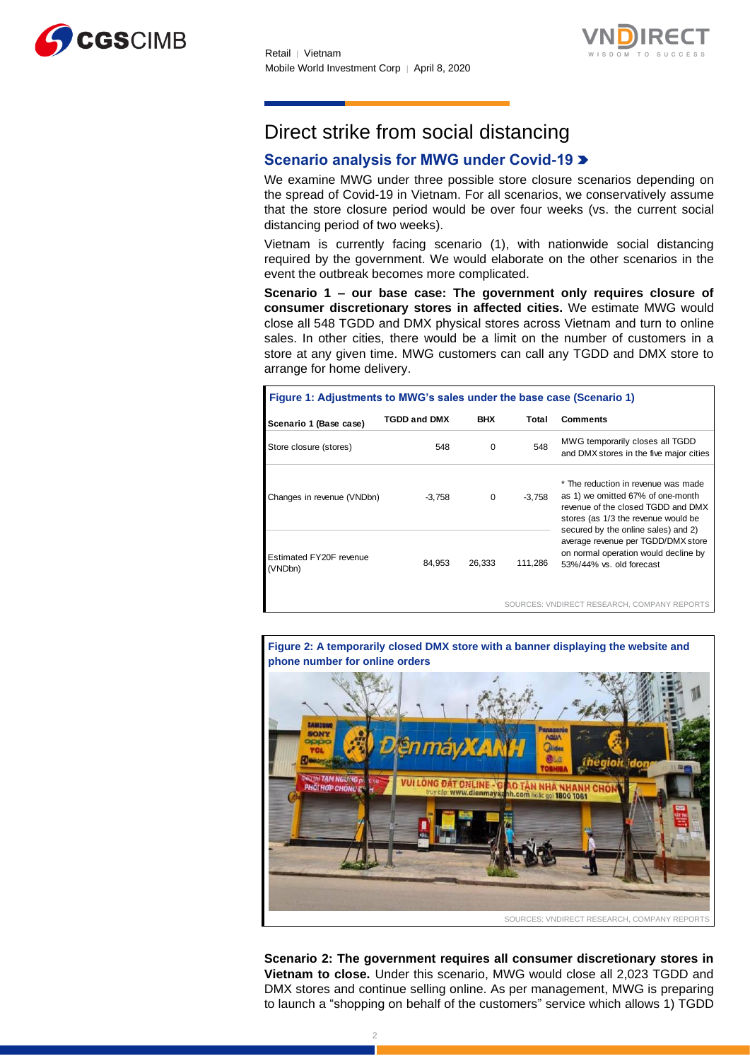# Direct strike from social distancing

## Scenario analysis for MWG under Covid-19

We examine MWG under three possible store closure scenarios depending on the spread of Covid-19 in Vietnam. For all scenarios, we conservatively assume that the store closure period would be over four weeks (vs. the current social distancing period of two weeks).

Vietnam is currently facing scenario (1), with nationwide social distancing required by the government. We would elaborate on the other scenarios in the event the outbreak becomes more complicated.

**Scenario 1 – our base case: The government only requires closure of consumer discretionary stores in affected cities.** We estimate MWG would close all 548 TGDD and DMX physical stores across Vietnam and turn to online sales. In other cities, there would be a limit on the number of customers in a store at any given time. MWG customers can call any TGDD and DMX store to arrange for home delivery.

**Figure 1: Adjustments to MWG's sales under the base case (Scenario 1)**

| Scenario 1 (Base case) | TGDD and DMX | BHX | Total | Comments |
|---|---|---|---|---|
| Store closure (stores) | 548 | 0 | 548 | MWG temporarily closes all TGDD and DMX stores in the five major cities |
| Changes in revenue (VNDbn) | -3,758 | 0 | -3,758 | * The reduction in revenue was made as 1) we omitted 67% of one-month revenue of the closed TGDD and DMX stores (as 1/3 the revenue would be secured by the online sales) and 2) average revenue per TGDD/DMX store on normal operation would decline by 53%/44% vs. old forecast |
| Estimated FY20F revenue (VNDbn) | 84,953 | 26,333 | 111,286 | |

SOURCES: VNDIRECT RESEARCH, COMPANY REPORTS

**Figure 2: A temporarily closed DMX store with a banner displaying the website and phone number for online orders**

SOURCES: VNDIRECT RESEARCH, COMPANY REPORTS

**Scenario 2: The government requires all consumer discretionary stores in Vietnam to close.** Under this scenario, MWG would close all 2,023 TGDD and DMX stores and continue selling online. As per management, MWG is preparing to launch a "shopping on behalf of the customers" service which allows 1) TGDD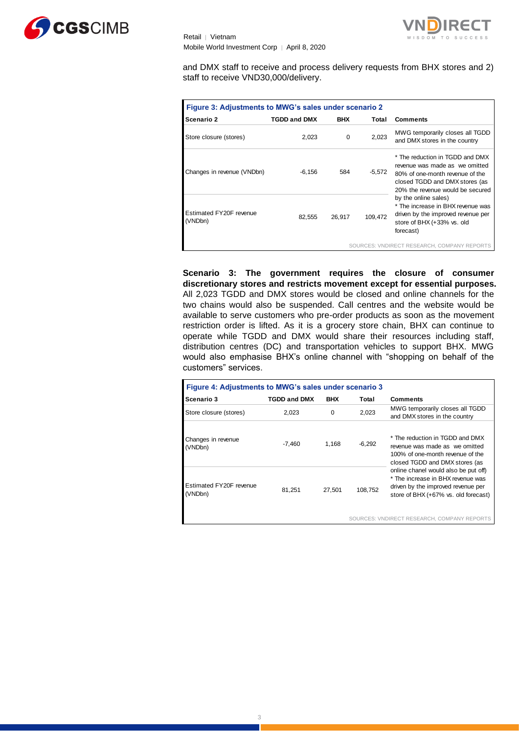and DMX staff to receive and process delivery requests from BHX stores and 2) staff to receive VND30,000/delivery.

**Figure 3: Adjustments to MWG's sales under scenario 2**

| Scenario 2 | TGDD and DMX | BHX | Total | Comments |
|---|---|---|---|---|
| Store closure (stores) | 2,023 | 0 | 2,023 | MWG temporarily closes all TGDD and DMX stores in the country |
| Changes in revenue (VNDbn) | -6,156 | 584 | -5,572 | * The reduction in TGDD and DMX revenue was made as we omitted 80% of one-month revenue of the closed TGDD and DMX stores (as 20% the revenue would be secured by the online sales) * The increase in BHX revenue was driven by the improved revenue per store of BHX (+33% vs. old forecast) |
| Estimated FY20F revenue (VNDbn) | 82,555 | 26,917 | 109,472 | |

SOURCES: VNDIRECT RESEARCH, COMPANY REPORTS

**Scenario 3: The government requires the closure of consumer discretionary stores and restricts movement except for essential purposes.** All 2,023 TGDD and DMX stores would be closed and online channels for the two chains would also be suspended. Call centres and the website would be available to serve customers who pre-order products as soon as the movement restriction order is lifted. As it is a grocery store chain, BHX can continue to operate while TGDD and DMX would share their resources including staff, distribution centres (DC) and transportation vehicles to support BHX. MWG would also emphasise BHX's online channel with "shopping on behalf of the customers" services.

**Figure 4: Adjustments to MWG's sales under scenario 3**

| Scenario 3 | TGDD and DMX | BHX | Total | Comments |
|---|---|---|---|---|
| Store closure (stores) | 2,023 | 0 | 2,023 | MWG temporarily closes all TGDD and DMX stores in the country |
| Changes in revenue (VNDbn) | -7,460 | 1,168 | -6,292 | * The reduction in TGDD and DMX revenue was made as we omitted 100% of one-month revenue of the closed TGDD and DMX stores (as online chanel would also be put off) * The increase in BHX revenue was driven by the improved revenue per store of BHX (+67% vs. old forecast) |
| Estimated FY20F revenue (VNDbn) | 81,251 | 27,501 | 108,752 | |

SOURCES: VNDIRECT RESEARCH, COMPANY REPORTS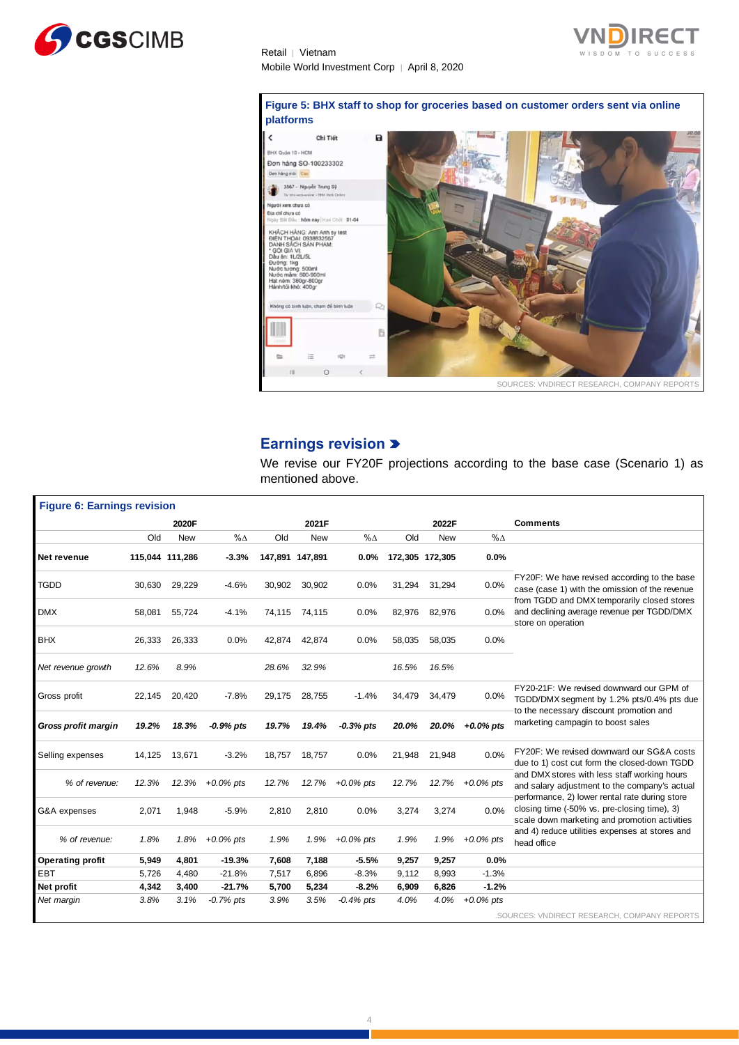**Figure 5: BHX staff to shop for groceries based on customer orders sent via online platforms**

SOURCES: VNDIRECT RESEARCH, COMPANY REPORTS

## Earnings revision

We revise our FY20F projections according to the base case (Scenario 1) as mentioned above.

**Figure 6: Earnings revision**

| | 2020F | | | 2021F | | | 2022F | | | Comments |
|---|---|---|---|---|---|---|---|---|---|---|
| | Old | New | %Δ | Old | New | %Δ | Old | New | %Δ | |
| **Net revenue** | 115,044 | 111,286 | -3.3% | 147,891 | 147,891 | 0.0% | 172,305 | 172,305 | 0.0% | |
| TGDD | 30,630 | 29,229 | -4.6% | 30,902 | 30,902 | 0.0% | 31,294 | 31,294 | 0.0% | FY20F: We have revised according to the base case (case 1) with the omission of the revenue from TGDD and DMX temporarily closed stores and declining average revenue per TGDD/DMX store on operation |
| DMX | 58,081 | 55,724 | -4.1% | 74,115 | 74,115 | 0.0% | 82,976 | 82,976 | 0.0% | |
| BHX | 26,333 | 26,333 | 0.0% | 42,874 | 42,874 | 0.0% | 58,035 | 58,035 | 0.0% | |
| *Net revenue growth* | *12.6%* | *8.9%* | | *28.6%* | *32.9%* | | *16.5%* | *16.5%* | | |
| Gross profit | 22,145 | 20,420 | -7.8% | 29,175 | 28,755 | -1.4% | 34,479 | 34,479 | 0.0% | FY20-21F: We revised downward our GPM of TGDD/DMX segment by 1.2% pts/0.4% pts due to the necessary discount promotion and marketing campagin to boost sales |
| ***Gross profit margin*** | ***19.2%*** | ***18.3%*** | ***-0.9% pts*** | ***19.7%*** | ***19.4%*** | ***-0.3% pts*** | ***20.0%*** | ***20.0%*** | ***+0.0% pts*** | |
| Selling expenses | 14,125 | 13,671 | -3.2% | 18,757 | 18,757 | 0.0% | 21,948 | 21,948 | 0.0% | FY20F: We revised downward our SG&A costs due to 1) cost cut form the closed-down TGDD and DMX stores with less staff working hours and salary adjustment to the company's actual performance, 2) lower rental rate during store closing time (-50% vs. pre-closing time), 3) scale down marketing and promotion activities and 4) reduce utilities expenses at stores and head office |
| *% of revenue:* | *12.3%* | *12.3%* | *+0.0% pts* | *12.7%* | *12.7%* | *+0.0% pts* | *12.7%* | *12.7%* | *+0.0% pts* | |
| G&A expenses | 2,071 | 1,948 | -5.9% | 2,810 | 2,810 | 0.0% | 3,274 | 3,274 | 0.0% | |
| *% of revenue:* | *1.8%* | *1.8%* | *+0.0% pts* | *1.9%* | *1.9%* | *+0.0% pts* | *1.9%* | *1.9%* | *+0.0% pts* | |
| **Operating profit** | **5,949** | **4,801** | **-19.3%** | **7,608** | **7,188** | **-5.5%** | **9,257** | **9,257** | **0.0%** | |
| EBT | 5,726 | 4,480 | -21.8% | 7,517 | 6,896 | -8.3% | 9,112 | 8,993 | -1.3% | |
| **Net profit** | **4,342** | **3,400** | **-21.7%** | **5,700** | **5,234** | **-8.2%** | **6,909** | **6,826** | **-1.2%** | |
| *Net margin* | *3.8%* | *3.1%* | *-0.7% pts* | *3.9%* | *3.5%* | *-0.4% pts* | *4.0%* | *4.0%* | *+0.0% pts* | |

SOURCES: VNDIRECT RESEARCH, COMPANY REPORTS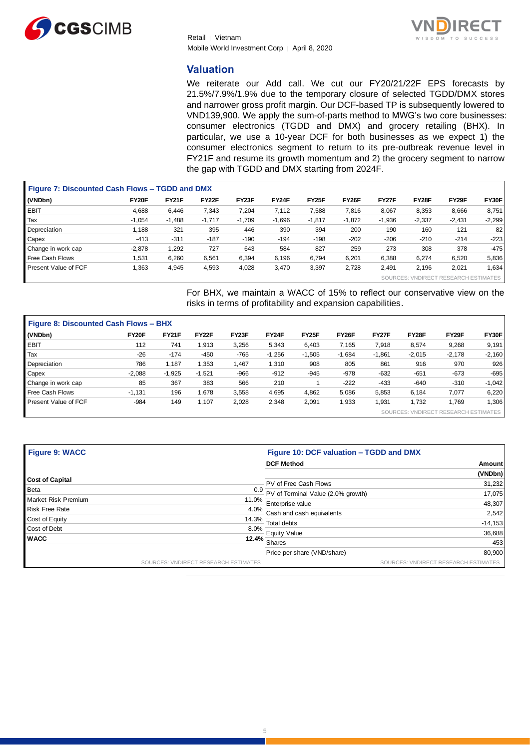## Valuation

We reiterate our Add call. We cut our FY20/21/22F EPS forecasts by 21.5%/7.9%/1.9% due to the temporary closure of selected TGDD/DMX stores and narrower gross profit margin. Our DCF-based TP is subsequently lowered to VND139,900. We apply the sum-of-parts method to MWG's two core businesses: consumer electronics (TGDD and DMX) and grocery retailing (BHX). In particular, we use a 10-year DCF for both businesses as we expect 1) the consumer electronics segment to return to its pre-outbreak revenue level in FY21F and resume its growth momentum and 2) the grocery segment to narrow the gap with TGDD and DMX starting from 2024F.

**Figure 7: Discounted Cash Flows – TGDD and DMX**

| (VNDbn) | FY20F | FY21F | FY22F | FY23F | FY24F | FY25F | FY26F | FY27F | FY28F | FY29F | FY30F |
|---|---|---|---|---|---|---|---|---|---|---|---|
| EBIT | 4,688 | 6,446 | 7,343 | 7,204 | 7,112 | 7,588 | 7,816 | 8,067 | 8,353 | 8,666 | 8,751 |
| Tax | -1,054 | -1,488 | -1,717 | -1,709 | -1,696 | -1,817 | -1,872 | -1,936 | -2,337 | -2,431 | -2,299 |
| Depreciation | 1,188 | 321 | 395 | 446 | 390 | 394 | 200 | 190 | 160 | 121 | 82 |
| Capex | -413 | -311 | -187 | -190 | -194 | -198 | -202 | -206 | -210 | -214 | -223 |
| Change in work cap | -2,878 | 1,292 | 727 | 643 | 584 | 827 | 259 | 273 | 308 | 378 | -475 |
| Free Cash Flows | 1,531 | 6,260 | 6,561 | 6,394 | 6,196 | 6,794 | 6,201 | 6,388 | 6,274 | 6,520 | 5,836 |
| Present Value of FCF | 1,363 | 4,945 | 4,593 | 4,028 | 3,470 | 3,397 | 2,728 | 2,491 | 2,196 | 2,021 | 1,634 |

SOURCES: VNDIRECT RESEARCH ESTIMATES

For BHX, we maintain a WACC of 15% to reflect our conservative view on the risks in terms of profitability and expansion capabilities.

**Figure 8: Discounted Cash Flows – BHX**

| (VNDbn) | FY20F | FY21F | FY22F | FY23F | FY24F | FY25F | FY26F | FY27F | FY28F | FY29F | FY30F |
|---|---|---|---|---|---|---|---|---|---|---|---|
| EBIT | 112 | 741 | 1,913 | 3,256 | 5,343 | 6,403 | 7,165 | 7,918 | 8,574 | 9,268 | 9,191 |
| Tax | -26 | -174 | -450 | -765 | -1,256 | -1,505 | -1,684 | -1,861 | -2,015 | -2,178 | -2,160 |
| Depreciation | 786 | 1,187 | 1,353 | 1,467 | 1,310 | 908 | 805 | 861 | 916 | 970 | 926 |
| Capex | -2,088 | -1,925 | -1,521 | -966 | -912 | -945 | -978 | -632 | -651 | -673 | -695 |
| Change in work cap | 85 | 367 | 383 | 566 | 210 | 1 | -222 | -433 | -640 | -310 | -1,042 |
| Free Cash Flows | -1,131 | 196 | 1,678 | 3,558 | 4,695 | 4,862 | 5,086 | 5,853 | 6,184 | 7,077 | 6,220 |
| Present Value of FCF | -984 | 149 | 1,107 | 2,028 | 2,348 | 2,091 | 1,933 | 1,931 | 1,732 | 1,769 | 1,306 |

SOURCES: VNDIRECT RESEARCH ESTIMATES

**Figure 9: WACC**

| Cost of Capital | |
|---|---|
| Beta | 0.9 |
| Market Risk Premium | 11.0% |
| Risk Free Rate | 4.0% |
| Cost of Equity | 14.3% |
| Cost of Debt | 8.0% |
| **WACC** | **12.4%** |

SOURCES: VNDIRECT RESEARCH ESTIMATES

**Figure 10: DCF valuation – TGDD and DMX**

| DCF Method | Amount (VNDbn) |
|---|---|
| PV of Free Cash Flows | 31,232 |
| PV of Terminal Value (2.0% growth) | 17,075 |
| Enterprise value | 48,307 |
| Cash and cash equivalents | 2,542 |
| Total debts | -14,153 |
| Equity Value | 36,688 |
| Shares | 453 |
| Price per share (VND/share) | 80,900 |

SOURCES: VNDIRECT RESEARCH ESTIMATES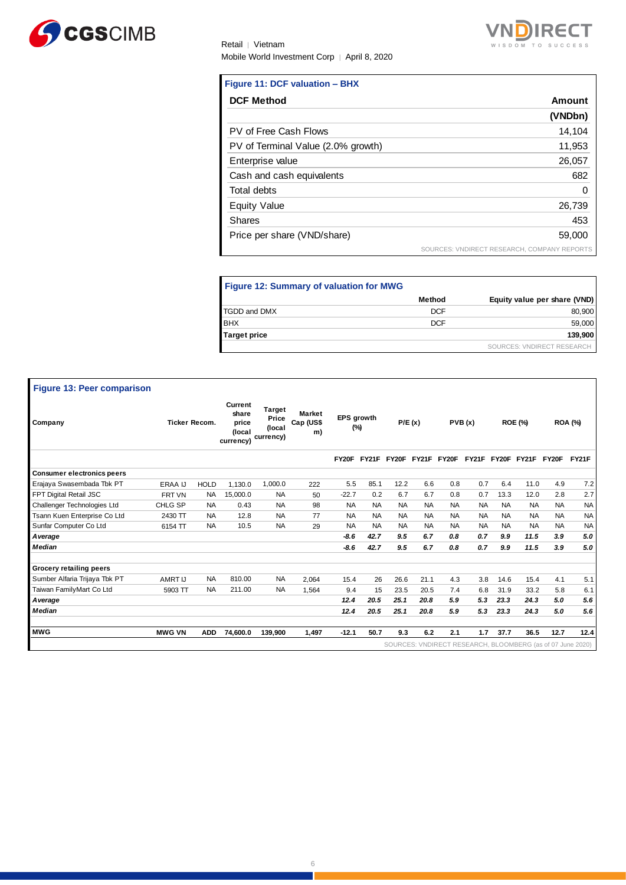**Figure 11: DCF valuation – BHX**

| DCF Method | Amount (VNDbn) |
|---|---|
| PV of Free Cash Flows | 14,104 |
| PV of Terminal Value (2.0% growth) | 11,953 |
| Enterprise value | 26,057 |
| Cash and cash equivalents | 682 |
| Total debts | 0 |
| Equity Value | 26,739 |
| Shares | 453 |
| Price per share (VND/share) | 59,000 |

SOURCES: VNDIRECT RESEARCH, COMPANY REPORTS

**Figure 12: Summary of valuation for MWG**

| | Method | Equity value per share (VND) |
|---|---|---|
| TGDD and DMX | DCF | 80,900 |
| BHX | DCF | 59,000 |
| **Target price** | | **139,900** |

SOURCES: VNDIRECT RESEARCH

**Figure 13: Peer comparison**

| Company | Ticker | Recom. | Current share price (local currency) | Target Price (local currency) | Market Cap (US$ m) | EPS growth (%) | | P/E (x) | | PVB (x) | | ROE (%) | | ROA (%) | |
|---|---|---|---|---|---|---|---|---|---|---|---|---|---|---|---|
| | | | | | | FY20F | FY21F | FY20F | FY21F | FY20F | FY21F | FY20F | FY21F | FY20F | FY21F |
| **Consumer electronics peers** | | | | | | | | | | | | | | | |
| Erajaya Swasembada Tbk PT | ERAA IJ | HOLD | 1,130.0 | 1,000.0 | 222 | 5.5 | 85.1 | 12.2 | 6.6 | 0.8 | 0.7 | 6.4 | 11.0 | 4.9 | 7.2 |
| FPT Digital Retail JSC | FRT VN | NA | 15,000.0 | NA | 50 | -22.7 | 0.2 | 6.7 | 6.7 | 0.8 | 0.7 | 13.3 | 12.0 | 2.8 | 2.7 |
| Challenger Technologies Ltd | CHLG SP | NA | 0.43 | NA | 98 | NA | NA | NA | NA | NA | NA | NA | NA | NA | NA |
| Tsann Kuen Enterprise Co Ltd | 2430 TT | NA | 12.8 | NA | 77 | NA | NA | NA | NA | NA | NA | NA | NA | NA | NA |
| Sunfar Computer Co Ltd | 6154 TT | NA | 10.5 | NA | 29 | NA | NA | NA | NA | NA | NA | NA | NA | NA | NA |
| ***Average*** | | | | | | ***-8.6*** | ***42.7*** | ***9.5*** | ***6.7*** | ***0.8*** | ***0.7*** | ***9.9*** | ***11.5*** | ***3.9*** | ***5.0*** |
| ***Median*** | | | | | | ***-8.6*** | ***42.7*** | ***9.5*** | ***6.7*** | ***0.8*** | ***0.7*** | ***9.9*** | ***11.5*** | ***3.9*** | ***5.0*** |
| **Grocery retailing peers** | | | | | | | | | | | | | | | |
| Sumber Alfaria Trijaya Tbk PT | AMRT IJ | NA | 810.00 | NA | 2,064 | 15.4 | 26 | 26.6 | 21.1 | 4.3 | 3.8 | 14.6 | 15.4 | 4.1 | 5.1 |
| Taiwan FamilyMart Co Ltd | 5903 TT | NA | 211.00 | NA | 1,564 | 9.4 | 15 | 23.5 | 20.5 | 7.4 | 6.8 | 31.9 | 33.2 | 5.8 | 6.1 |
| ***Average*** | | | | | | ***12.4*** | ***20.5*** | ***25.1*** | ***20.8*** | ***5.9*** | ***5.3*** | ***23.3*** | ***24.3*** | ***5.0*** | ***5.6*** |
| ***Median*** | | | | | | ***12.4*** | ***20.5*** | ***25.1*** | ***20.8*** | ***5.9*** | ***5.3*** | ***23.3*** | ***24.3*** | ***5.0*** | ***5.6*** |
| **MWG** | **MWG VN** | **ADD** | **74,600.0** | **139,900** | **1,497** | **-12.1** | **50.7** | **9.3** | **6.2** | **2.1** | **1.7** | **37.7** | **36.5** | **12.7** | **12.4** |

SOURCES: VNDIRECT RESEARCH, BLOOMBERG (as of 07 June 2020)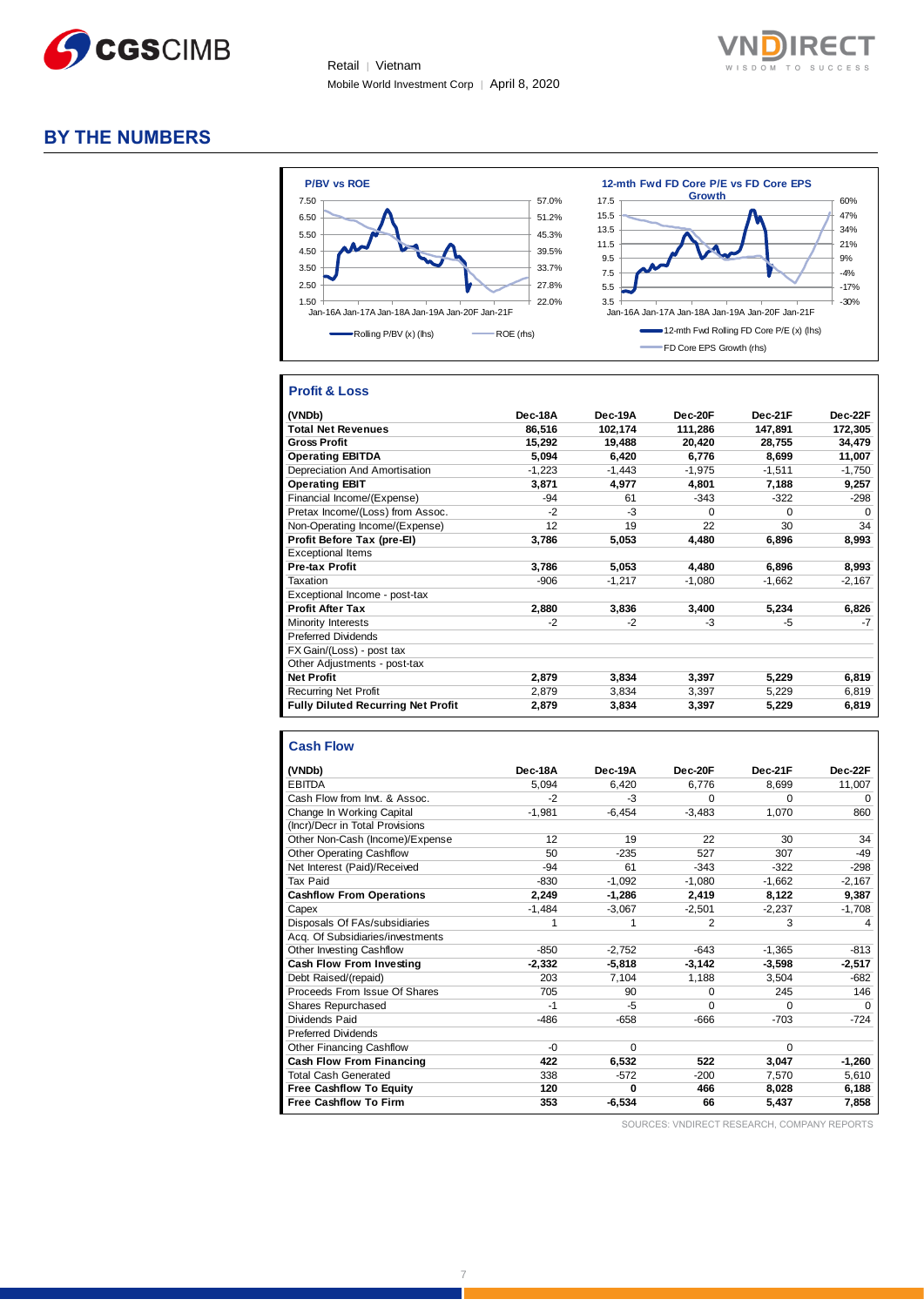# BY THE NUMBERS

**P/BV vs ROE**

Rolling P/BV (x) (lhs) — ROE (rhs)

**12-mth Fwd FD Core P/E vs FD Core EPS Growth**

12-mth Fwd Rolling FD Core P/E (x) (lhs) — FD Core EPS Growth (rhs)

## Profit & Loss

| (VNDb) | Dec-18A | Dec-19A | Dec-20F | Dec-21F | Dec-22F |
|---|---|---|---|---|---|
| **Total Net Revenues** | **86,516** | **102,174** | **111,286** | **147,891** | **172,305** |
| **Gross Profit** | **15,292** | **19,488** | **20,420** | **28,755** | **34,479** |
| **Operating EBITDA** | **5,094** | **6,420** | **6,776** | **8,699** | **11,007** |
| Depreciation And Amortisation | -1,223 | -1,443 | -1,975 | -1,511 | -1,750 |
| **Operating EBIT** | **3,871** | **4,977** | **4,801** | **7,188** | **9,257** |
| Financial Income/(Expense) | -94 | 61 | -343 | -322 | -298 |
| Pretax Income/(Loss) from Assoc. | -2 | -3 | 0 | 0 | 0 |
| Non-Operating Income/(Expense) | 12 | 19 | 22 | 30 | 34 |
| **Profit Before Tax (pre-EI)** | **3,786** | **5,053** | **4,480** | **6,896** | **8,993** |
| Exceptional Items | | | | | |
| **Pre-tax Profit** | **3,786** | **5,053** | **4,480** | **6,896** | **8,993** |
| Taxation | -906 | -1,217 | -1,080 | -1,662 | -2,167 |
| Exceptional Income - post-tax | | | | | |
| **Profit After Tax** | **2,880** | **3,836** | **3,400** | **5,234** | **6,826** |
| Minority Interests | -2 | -2 | -3 | -5 | -7 |
| Preferred Dividends | | | | | |
| FX Gain/(Loss) - post tax | | | | | |
| Other Adjustments - post-tax | | | | | |
| **Net Profit** | **2,879** | **3,834** | **3,397** | **5,229** | **6,819** |
| Recurring Net Profit | 2,879 | 3,834 | 3,397 | 5,229 | 6,819 |
| **Fully Diluted Recurring Net Profit** | **2,879** | **3,834** | **3,397** | **5,229** | **6,819** |

## Cash Flow

| (VNDb) | Dec-18A | Dec-19A | Dec-20F | Dec-21F | Dec-22F |
|---|---|---|---|---|---|
| EBITDA | 5,094 | 6,420 | 6,776 | 8,699 | 11,007 |
| Cash Flow from Invt. & Assoc. | -2 | -3 | 0 | 0 | 0 |
| Change In Working Capital | -1,981 | -6,454 | -3,483 | 1,070 | 860 |
| (Incr)/Decr in Total Provisions | | | | | |
| Other Non-Cash (Income)/Expense | 12 | 19 | 22 | 30 | 34 |
| Other Operating Cashflow | 50 | -235 | 527 | 307 | -49 |
| Net Interest (Paid)/Received | -94 | 61 | -343 | -322 | -298 |
| Tax Paid | -830 | -1,092 | -1,080 | -1,662 | -2,167 |
| **Cashflow From Operations** | **2,249** | **-1,286** | **2,419** | **8,122** | **9,387** |
| Capex | -1,484 | -3,067 | -2,501 | -2,237 | -1,708 |
| Disposals Of FAs/subsidiaries | 1 | 1 | 2 | 3 | 4 |
| Acq. Of Subsidiaries/investments | | | | | |
| Other Investing Cashflow | -850 | -2,752 | -643 | -1,365 | -813 |
| **Cash Flow From Investing** | **-2,332** | **-5,818** | **-3,142** | **-3,598** | **-2,517** |
| Debt Raised/(repaid) | 203 | 7,104 | 1,188 | 3,504 | -682 |
| Proceeds From Issue Of Shares | 705 | 90 | 0 | 245 | 146 |
| Shares Repurchased | -1 | -5 | 0 | 0 | 0 |
| Dividends Paid | -486 | -658 | -666 | -703 | -724 |
| Preferred Dividends | | | | | |
| Other Financing Cashflow | -0 | 0 | | 0 | |
| **Cash Flow From Financing** | **422** | **6,532** | **522** | **3,047** | **-1,260** |
| Total Cash Generated | 338 | -572 | -200 | 7,570 | 5,610 |
| **Free Cashflow To Equity** | **120** | **0** | **466** | **8,028** | **6,188** |
| **Free Cashflow To Firm** | **353** | **-6,534** | **66** | **5,437** | **7,858** |

SOURCES: VNDIRECT RESEARCH, COMPANY REPORTS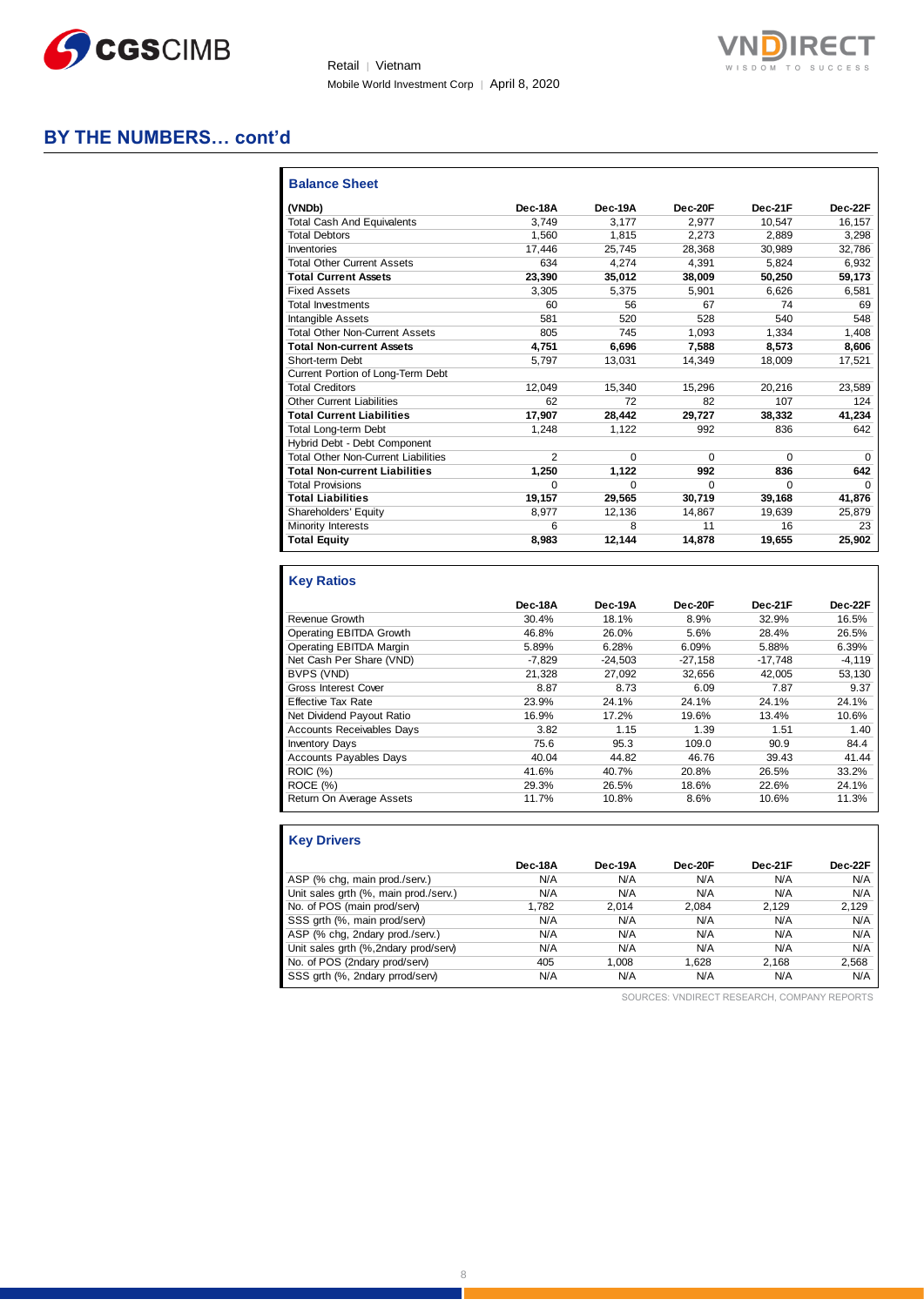## BY THE NUMBERS… cont'd

### Balance Sheet

| (VNDb) | Dec-18A | Dec-19A | Dec-20F | Dec-21F | Dec-22F |
|---|---|---|---|---|---|
| Total Cash And Equivalents | 3,749 | 3,177 | 2,977 | 10,547 | 16,157 |
| Total Debtors | 1,560 | 1,815 | 2,273 | 2,889 | 3,298 |
| Inventories | 17,446 | 25,745 | 28,368 | 30,989 | 32,786 |
| Total Other Current Assets | 634 | 4,274 | 4,391 | 5,824 | 6,932 |
| **Total Current Assets** | **23,390** | **35,012** | **38,009** | **50,250** | **59,173** |
| Fixed Assets | 3,305 | 5,375 | 5,901 | 6,626 | 6,581 |
| Total Investments | 60 | 56 | 67 | 74 | 69 |
| Intangible Assets | 581 | 520 | 528 | 540 | 548 |
| Total Other Non-Current Assets | 805 | 745 | 1,093 | 1,334 | 1,408 |
| **Total Non-current Assets** | **4,751** | **6,696** | **7,588** | **8,573** | **8,606** |
| Short-term Debt | 5,797 | 13,031 | 14,349 | 18,009 | 17,521 |
| Current Portion of Long-Term Debt | | | | | |
| Total Creditors | 12,049 | 15,340 | 15,296 | 20,216 | 23,589 |
| Other Current Liabilities | 62 | 72 | 82 | 107 | 124 |
| **Total Current Liabilities** | **17,907** | **28,442** | **29,727** | **38,332** | **41,234** |
| Total Long-term Debt | 1,248 | 1,122 | 992 | 836 | 642 |
| Hybrid Debt - Debt Component | | | | | |
| Total Other Non-Current Liabilities | 2 | 0 | 0 | 0 | 0 |
| **Total Non-current Liabilities** | **1,250** | **1,122** | **992** | **836** | **642** |
| Total Provisions | 0 | 0 | 0 | 0 | 0 |
| **Total Liabilities** | **19,157** | **29,565** | **30,719** | **39,168** | **41,876** |
| Shareholders' Equity | 8,977 | 12,136 | 14,867 | 19,639 | 25,879 |
| Minority Interests | 6 | 8 | 11 | 16 | 23 |
| **Total Equity** | **8,983** | **12,144** | **14,878** | **19,655** | **25,902** |

### Key Ratios

| | Dec-18A | Dec-19A | Dec-20F | Dec-21F | Dec-22F |
|---|---|---|---|---|---|
| Revenue Growth | 30.4% | 18.1% | 8.9% | 32.9% | 16.5% |
| Operating EBITDA Growth | 46.8% | 26.0% | 5.6% | 28.4% | 26.5% |
| Operating EBITDA Margin | 5.89% | 6.28% | 6.09% | 5.88% | 6.39% |
| Net Cash Per Share (VND) | -7,829 | -24,503 | -27,158 | -17,748 | -4,119 |
| BVPS (VND) | 21,328 | 27,092 | 32,656 | 42,005 | 53,130 |
| Gross Interest Cover | 8.87 | 8.73 | 6.09 | 7.87 | 9.37 |
| Effective Tax Rate | 23.9% | 24.1% | 24.1% | 24.1% | 24.1% |
| Net Dividend Payout Ratio | 16.9% | 17.2% | 19.6% | 13.4% | 10.6% |
| Accounts Receivables Days | 3.82 | 1.15 | 1.39 | 1.51 | 1.40 |
| Inventory Days | 75.6 | 95.3 | 109.0 | 90.9 | 84.4 |
| Accounts Payables Days | 40.04 | 44.82 | 46.76 | 39.43 | 41.44 |
| ROIC (%) | 41.6% | 40.7% | 20.8% | 26.5% | 33.2% |
| ROCE (%) | 29.3% | 26.5% | 18.6% | 22.6% | 24.1% |
| Return On Average Assets | 11.7% | 10.8% | 8.6% | 10.6% | 11.3% |

### Key Drivers

| | Dec-18A | Dec-19A | Dec-20F | Dec-21F | Dec-22F |
|---|---|---|---|---|---|
| ASP (% chg, main prod./serv.) | N/A | N/A | N/A | N/A | N/A |
| Unit sales grth (%, main prod./serv.) | N/A | N/A | N/A | N/A | N/A |
| No. of POS (main prod/serv) | 1,782 | 2,014 | 2,084 | 2,129 | 2,129 |
| SSS grth (%, main prod/serv) | N/A | N/A | N/A | N/A | N/A |
| ASP (% chg, 2ndary prod./serv.) | N/A | N/A | N/A | N/A | N/A |
| Unit sales grth (%,2ndary prod/serv) | N/A | N/A | N/A | N/A | N/A |
| No. of POS (2ndary prod/serv) | 405 | 1,008 | 1,628 | 2,168 | 2,568 |
| SSS grth (%, 2ndary prod/serv) | N/A | N/A | N/A | N/A | N/A |

SOURCES: VNDIRECT RESEARCH, COMPANY REPORTS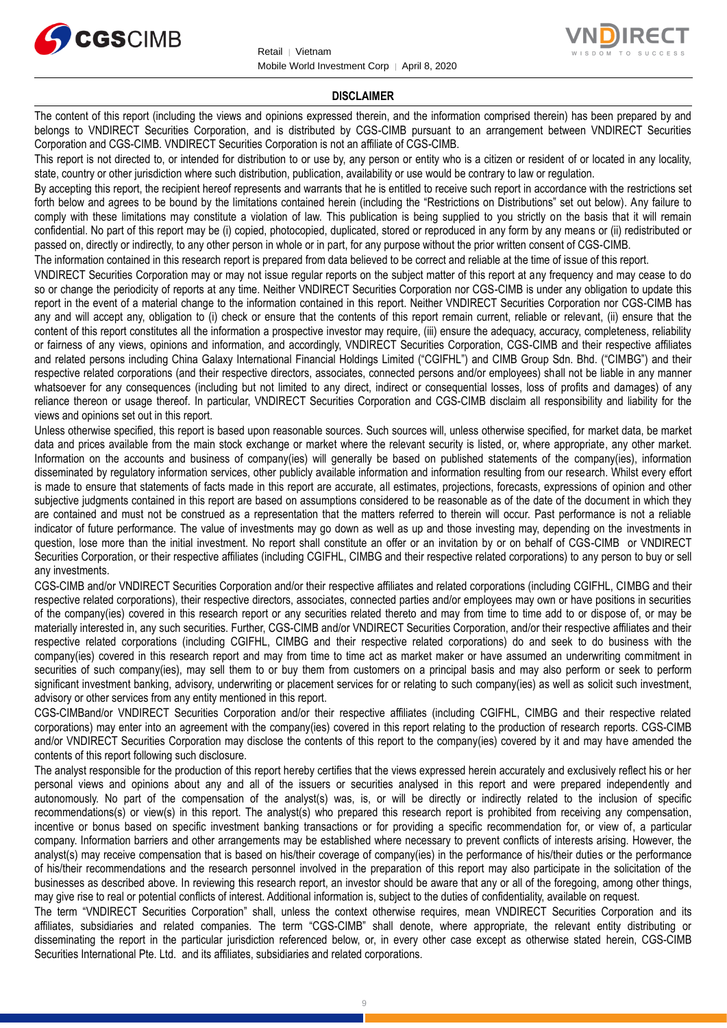## DISCLAIMER

The content of this report (including the views and opinions expressed therein, and the information comprised therein) has been prepared by and belongs to VNDIRECT Securities Corporation, and is distributed by CGS-CIMB pursuant to an arrangement between VNDIRECT Securities Corporation and CGS-CIMB. VNDIRECT Securities Corporation is not an affiliate of CGS-CIMB.

This report is not directed to, or intended for distribution to or use by, any person or entity who is a citizen or resident of or located in any locality, state, country or other jurisdiction where such distribution, publication, availability or use would be contrary to law or regulation.

By accepting this report, the recipient hereof represents and warrants that he is entitled to receive such report in accordance with the restrictions set forth below and agrees to be bound by the limitations contained herein (including the "Restrictions on Distributions" set out below). Any failure to comply with these limitations may constitute a violation of law. This publication is being supplied to you strictly on the basis that it will remain confidential. No part of this report may be (i) copied, photocopied, duplicated, stored or reproduced in any form by any means or (ii) redistributed or passed on, directly or indirectly, to any other person in whole or in part, for any purpose without the prior written consent of CGS-CIMB.

The information contained in this research report is prepared from data believed to be correct and reliable at the time of issue of this report.

VNDIRECT Securities Corporation may or may not issue regular reports on the subject matter of this report at any frequency and may cease to do so or change the periodicity of reports at any time. Neither VNDIRECT Securities Corporation nor CGS-CIMB is under any obligation to update this report in the event of a material change to the information contained in this report. Neither VNDIRECT Securities Corporation nor CGS-CIMB has any and will accept any, obligation to (i) check or ensure that the contents of this report remain current, reliable or relevant, (ii) ensure that the content of this report constitutes all the information a prospective investor may require, (iii) ensure the adequacy, accuracy, completeness, reliability or fairness of any views, opinions and information, and accordingly, VNDIRECT Securities Corporation, CGS-CIMB and their respective affiliates and related persons including China Galaxy International Financial Holdings Limited ("CGIFHL") and CIMB Group Sdn. Bhd. ("CIMBG") and their respective related corporations (and their respective directors, associates, connected persons and/or employees) shall not be liable in any manner whatsoever for any consequences (including but not limited to any direct, indirect or consequential losses, loss of profits and damages) of any reliance thereon or usage thereof. In particular, VNDIRECT Securities Corporation and CGS-CIMB disclaim all responsibility and liability for the views and opinions set out in this report.

Unless otherwise specified, this report is based upon reasonable sources. Such sources will, unless otherwise specified, for market data, be market data and prices available from the main stock exchange or market where the relevant security is listed, or, where appropriate, any other market. Information on the accounts and business of company(ies) will generally be based on published statements of the company(ies), information disseminated by regulatory information services, other publicly available information and information resulting from our research. Whilst every effort is made to ensure that statements of facts made in this report are accurate, all estimates, projections, forecasts, expressions of opinion and other subjective judgments contained in this report are based on assumptions considered to be reasonable as of the date of the document in which they are contained and must not be construed as a representation that the matters referred to therein will occur. Past performance is not a reliable indicator of future performance. The value of investments may go down as well as up and those investing may, depending on the investments in question, lose more than the initial investment. No report shall constitute an offer or an invitation by or on behalf of CGS-CIMB or VNDIRECT Securities Corporation, or their respective affiliates (including CGIFHL, CIMBG and their respective related corporations) to any person to buy or sell any investments.

CGS-CIMB and/or VNDIRECT Securities Corporation and/or their respective affiliates and related corporations (including CGIFHL, CIMBG and their respective related corporations), their respective directors, associates, connected parties and/or employees may own or have positions in securities of the company(ies) covered in this research report or any securities related thereto and may from time to time add to or dispose of, or may be materially interested in, any such securities. Further, CGS-CIMB and/or VNDIRECT Securities Corporation, and/or their respective affiliates and their respective related corporations (including CGIFHL, CIMBG and their respective related corporations) do and seek to do business with the company(ies) covered in this research report and may from time to time act as market maker or have assumed an underwriting commitment in securities of such company(ies), may sell them to or buy them from customers on a principal basis and may also perform or seek to perform significant investment banking, advisory, underwriting or placement services for or relating to such company(ies) as well as solicit such investment, advisory or other services from any entity mentioned in this report.

CGS-CIMBand/or VNDIRECT Securities Corporation and/or their respective affiliates (including CGIFHL, CIMBG and their respective related corporations) may enter into an agreement with the company(ies) covered in this report relating to the production of research reports. CGS-CIMB and/or VNDIRECT Securities Corporation may disclose the contents of this report to the company(ies) covered by it and may have amended the contents of this report following such disclosure.

The analyst responsible for the production of this report hereby certifies that the views expressed herein accurately and exclusively reflect his or her personal views and opinions about any and all of the issuers or securities analysed in this report and were prepared independently and autonomously. No part of the compensation of the analyst(s) was, is, or will be directly or indirectly related to the inclusion of specific recommendations(s) or view(s) in this report. The analyst(s) who prepared this research report is prohibited from receiving any compensation, incentive or bonus based on specific investment banking transactions or for providing a specific recommendation for, or view of, a particular company. Information barriers and other arrangements may be established where necessary to prevent conflicts of interests arising. However, the analyst(s) may receive compensation that is based on his/their coverage of company(ies) in the performance of his/their duties or the performance of his/their recommendations and the research personnel involved in the preparation of this report may also participate in the solicitation of the businesses as described above. In reviewing this research report, an investor should be aware that any or all of the foregoing, among other things, may give rise to real or potential conflicts of interest. Additional information is, subject to the duties of confidentiality, available on request.

The term "VNDIRECT Securities Corporation" shall, unless the context otherwise requires, mean VNDIRECT Securities Corporation and its affiliates, subsidiaries and related companies. The term "CGS-CIMB" shall denote, where appropriate, the relevant entity distributing or disseminating the report in the particular jurisdiction referenced below, or, in every other case except as otherwise stated herein, CGS-CIMB Securities International Pte. Ltd. and its affiliates, subsidiaries and related corporations.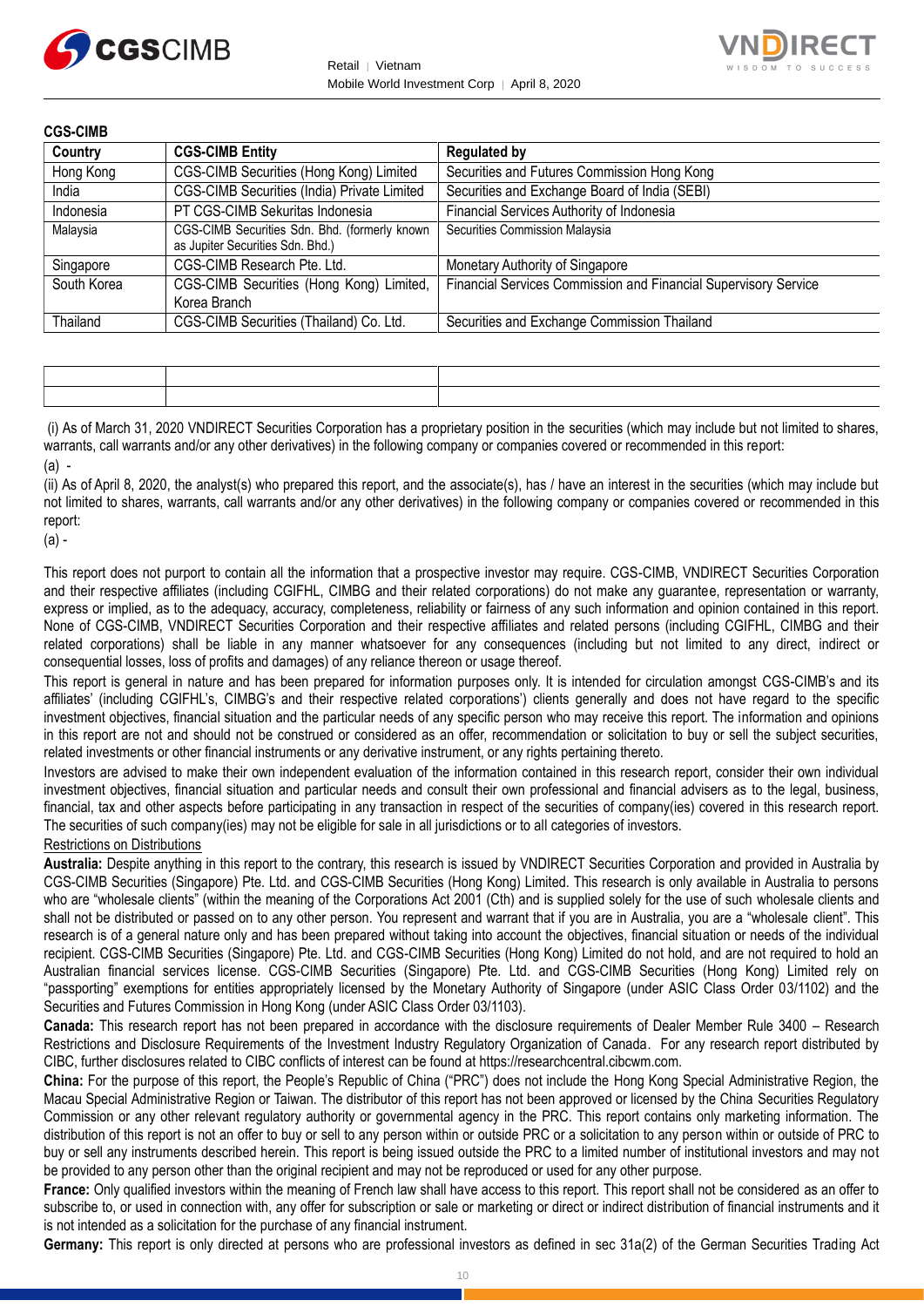**CGS-CIMB**

| Country | CGS-CIMB Entity | Regulated by |
|---|---|---|
| Hong Kong | CGS-CIMB Securities (Hong Kong) Limited | Securities and Futures Commission Hong Kong |
| India | CGS-CIMB Securities (India) Private Limited | Securities and Exchange Board of India (SEBI) |
| Indonesia | PT CGS-CIMB Sekuritas Indonesia | Financial Services Authority of Indonesia |
| Malaysia | CGS-CIMB Securities Sdn. Bhd. (formerly known as Jupiter Securities Sdn. Bhd.) | Securities Commission Malaysia |
| Singapore | CGS-CIMB Research Pte. Ltd. | Monetary Authority of Singapore |
| South Korea | CGS-CIMB Securities (Hong Kong) Limited, Korea Branch | Financial Services Commission and Financial Supervisory Service |
| Thailand | CGS-CIMB Securities (Thailand) Co. Ltd. | Securities and Exchange Commission Thailand |

(i) As of March 31, 2020 VNDIRECT Securities Corporation has a proprietary position in the securities (which may include but not limited to shares, warrants, call warrants and/or any other derivatives) in the following company or companies covered or recommended in this report:

(a) -

(ii) As of April 8, 2020, the analyst(s) who prepared this report, and the associate(s), has / have an interest in the securities (which may include but not limited to shares, warrants, call warrants and/or any other derivatives) in the following company or companies covered or recommended in this report:

(a) -

This report does not purport to contain all the information that a prospective investor may require. CGS-CIMB, VNDIRECT Securities Corporation and their respective affiliates (including CGIFHL, CIMBG and their related corporations) do not make any guarantee, representation or warranty, express or implied, as to the adequacy, accuracy, completeness, reliability or fairness of any such information and opinion contained in this report. None of CGS-CIMB, VNDIRECT Securities Corporation and their respective affiliates and related persons (including CGIFHL, CIMBG and their related corporations) shall be liable in any manner whatsoever for any consequences (including but not limited to any direct, indirect or consequential losses, loss of profits and damages) of any reliance thereon or usage thereof.

This report is general in nature and has been prepared for information purposes only. It is intended for circulation amongst CGS-CIMB's and its affiliates' (including CGIFHL's, CIMBG's and their respective related corporations') clients generally and does not have regard to the specific investment objectives, financial situation and the particular needs of any specific person who may receive this report. The information and opinions in this report are not and should not be construed or considered as an offer, recommendation or solicitation to buy or sell the subject securities, related investments or other financial instruments or any derivative instrument, or any rights pertaining thereto.

Investors are advised to make their own independent evaluation of the information contained in this research report, consider their own individual investment objectives, financial situation and particular needs and consult their own professional and financial advisers as to the legal, business, financial, tax and other aspects before participating in any transaction in respect of the securities of company(ies) covered in this research report. The securities of such company(ies) may not be eligible for sale in all jurisdictions or to all categories of investors.

Restrictions on Distributions

**Australia:** Despite anything in this report to the contrary, this research is issued by VNDIRECT Securities Corporation and provided in Australia by CGS-CIMB Securities (Singapore) Pte. Ltd. and CGS-CIMB Securities (Hong Kong) Limited. This research is only available in Australia to persons who are "wholesale clients" (within the meaning of the Corporations Act 2001 (Cth) and is supplied solely for the use of such wholesale clients and shall not be distributed or passed on to any other person. You represent and warrant that if you are in Australia, you are a "wholesale client". This research is of a general nature only and has been prepared without taking into account the objectives, financial situation or needs of the individual recipient. CGS-CIMB Securities (Singapore) Pte. Ltd. and CGS-CIMB Securities (Hong Kong) Limited do not hold, and are not required to hold an Australian financial services license. CGS-CIMB Securities (Singapore) Pte. Ltd. and CGS-CIMB Securities (Hong Kong) Limited rely on "passporting" exemptions for entities appropriately licensed by the Monetary Authority of Singapore (under ASIC Class Order 03/1102) and the Securities and Futures Commission in Hong Kong (under ASIC Class Order 03/1103).

**Canada:** This research report has not been prepared in accordance with the disclosure requirements of Dealer Member Rule 3400 – Research Restrictions and Disclosure Requirements of the Investment Industry Regulatory Organization of Canada. For any research report distributed by CIBC, further disclosures related to CIBC conflicts of interest can be found at https://researchcentral.cibcwm.com.

**China:** For the purpose of this report, the People's Republic of China ("PRC") does not include the Hong Kong Special Administrative Region, the Macau Special Administrative Region or Taiwan. The distributor of this report has not been approved or licensed by the China Securities Regulatory Commission or any other relevant regulatory authority or governmental agency in the PRC. This report contains only marketing information. The distribution of this report is not an offer to buy or sell to any person within or outside PRC or a solicitation to any person within or outside of PRC to buy or sell any instruments described herein. This report is being issued outside the PRC to a limited number of institutional investors and may not be provided to any person other than the original recipient and may not be reproduced or used for any other purpose.

**France:** Only qualified investors within the meaning of French law shall have access to this report. This report shall not be considered as an offer to subscribe to, or used in connection with, any offer for subscription or sale or marketing or direct or indirect distribution of financial instruments and it is not intended as a solicitation for the purchase of any financial instrument.

**Germany:** This report is only directed at persons who are professional investors as defined in sec 31a(2) of the German Securities Trading Act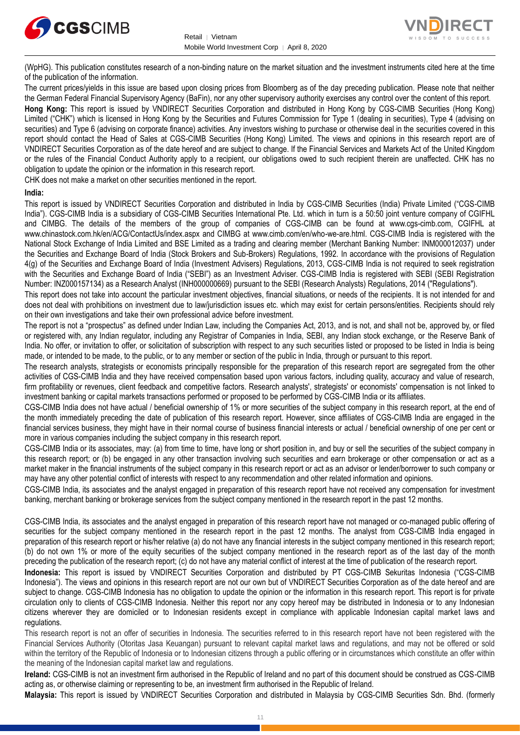(WpHG). This publication constitutes research of a non-binding nature on the market situation and the investment instruments cited here at the time of the publication of the information.

The current prices/yields in this issue are based upon closing prices from Bloomberg as of the day preceding publication. Please note that neither the German Federal Financial Supervisory Agency (BaFin), nor any other supervisory authority exercises any control over the content of this report.

**Hong Kong:** This report is issued by VNDIRECT Securities Corporation and distributed in Hong Kong by CGS-CIMB Securities (Hong Kong) Limited ("CHK") which is licensed in Hong Kong by the Securities and Futures Commission for Type 1 (dealing in securities), Type 4 (advising on securities) and Type 6 (advising on corporate finance) activities. Any investors wishing to purchase or otherwise deal in the securities covered in this report should contact the Head of Sales at CGS-CIMB Securities (Hong Kong) Limited. The views and opinions in this research report are of VNDIRECT Securities Corporation as of the date hereof and are subject to change. If the Financial Services and Markets Act of the United Kingdom or the rules of the Financial Conduct Authority apply to a recipient, our obligations owed to such recipient therein are unaffected. CHK has no obligation to update the opinion or the information in this research report.

CHK does not make a market on other securities mentioned in the report.

**India:**

This report is issued by VNDIRECT Securities Corporation and distributed in India by CGS-CIMB Securities (India) Private Limited ("CGS-CIMB India"). CGS-CIMB India is a subsidiary of CGS-CIMB Securities International Pte. Ltd. which in turn is a 50:50 joint venture company of CGIFHL and CIMBG. The details of the members of the group of companies of CGS-CIMB can be found at www.cgs-cimb.com, CGIFHL at www.chinastock.com.hk/en/ACG/ContactUs/index.aspx and CIMBG at www.cimb.com/en/who-we-are.html. CGS-CIMB India is registered with the National Stock Exchange of India Limited and BSE Limited as a trading and clearing member (Merchant Banking Number: INM000012037) under the Securities and Exchange Board of India (Stock Brokers and Sub-Brokers) Regulations, 1992. In accordance with the provisions of Regulation 4(g) of the Securities and Exchange Board of India (Investment Advisers) Regulations, 2013, CGS-CIMB India is not required to seek registration with the Securities and Exchange Board of India ("SEBI") as an Investment Adviser. CGS-CIMB India is registered with SEBI (SEBI Registration Number: INZ000157134) as a Research Analyst (INH000000669) pursuant to the SEBI (Research Analysts) Regulations, 2014 ("Regulations").

This report does not take into account the particular investment objectives, financial situations, or needs of the recipients. It is not intended for and does not deal with prohibitions on investment due to law/jurisdiction issues etc. which may exist for certain persons/entities. Recipients should rely on their own investigations and take their own professional advice before investment.

The report is not a "prospectus" as defined under Indian Law, including the Companies Act, 2013, and is not, and shall not be, approved by, or filed or registered with, any Indian regulator, including any Registrar of Companies in India, SEBI, any Indian stock exchange, or the Reserve Bank of India. No offer, or invitation to offer, or solicitation of subscription with respect to any such securities listed or proposed to be listed in India is being made, or intended to be made, to the public, or to any member or section of the public in India, through or pursuant to this report.

The research analysts, strategists or economists principally responsible for the preparation of this research report are segregated from the other activities of CGS-CIMB India and they have received compensation based upon various factors, including quality, accuracy and value of research, firm profitability or revenues, client feedback and competitive factors. Research analysts', strategists' or economists' compensation is not linked to investment banking or capital markets transactions performed or proposed to be performed by CGS-CIMB India or its affiliates.

CGS-CIMB India does not have actual / beneficial ownership of 1% or more securities of the subject company in this research report, at the end of the month immediately preceding the date of publication of this research report. However, since affiliates of CGS-CIMB India are engaged in the financial services business, they might have in their normal course of business financial interests or actual / beneficial ownership of one per cent or more in various companies including the subject company in this research report.

CGS-CIMB India or its associates, may: (a) from time to time, have long or short position in, and buy or sell the securities of the subject company in this research report; or (b) be engaged in any other transaction involving such securities and earn brokerage or other compensation or act as a market maker in the financial instruments of the subject company in this research report or act as an advisor or lender/borrower to such company or may have any other potential conflict of interests with respect to any recommendation and other related information and opinions.

CGS-CIMB India, its associates and the analyst engaged in preparation of this research report have not received any compensation for investment banking, merchant banking or brokerage services from the subject company mentioned in the research report in the past 12 months.

CGS-CIMB India, its associates and the analyst engaged in preparation of this research report have not managed or co-managed public offering of securities for the subject company mentioned in the research report in the past 12 months. The analyst from CGS-CIMB India engaged in preparation of this research report or his/her relative (a) do not have any financial interests in the subject company mentioned in this research report; (b) do not own 1% or more of the equity securities of the subject company mentioned in the research report as of the last day of the month preceding the publication of the research report; (c) do not have any material conflict of interest at the time of publication of the research report.

**Indonesia:** This report is issued by VNDIRECT Securities Corporation and distributed by PT CGS-CIMB Sekuritas Indonesia ("CGS-CIMB Indonesia"). The views and opinions in this research report are not our own but of VNDIRECT Securities Corporation as of the date hereof and are subject to change. CGS-CIMB Indonesia has no obligation to update the opinion or the information in this research report. This report is for private circulation only to clients of CGS-CIMB Indonesia. Neither this report nor any copy hereof may be distributed in Indonesia or to any Indonesian citizens wherever they are domiciled or to Indonesian residents except in compliance with applicable Indonesian capital market laws and regulations.

This research report is not an offer of securities in Indonesia. The securities referred to in this research report have not been registered with the Financial Services Authority (Otoritas Jasa Keuangan) pursuant to relevant capital market laws and regulations, and may not be offered or sold within the territory of the Republic of Indonesia or to Indonesian citizens through a public offering or in circumstances which constitute an offer within the meaning of the Indonesian capital market law and regulations.

**Ireland:** CGS-CIMB is not an investment firm authorised in the Republic of Ireland and no part of this document should be construed as CGS-CIMB acting as, or otherwise claiming or representing to be, an investment firm authorised in the Republic of Ireland.

**Malaysia:** This report is issued by VNDIRECT Securities Corporation and distributed in Malaysia by CGS-CIMB Securities Sdn. Bhd. (formerly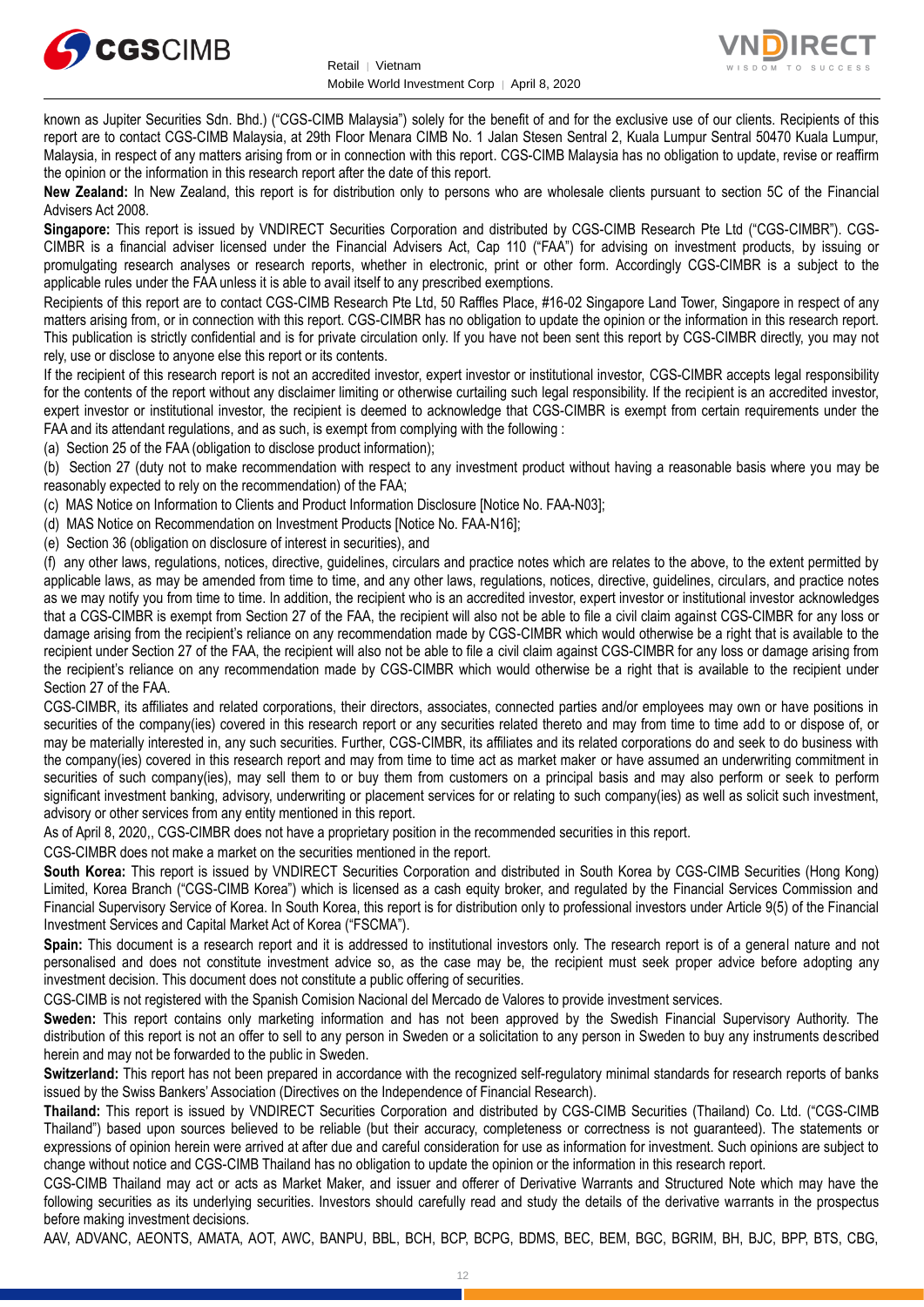known as Jupiter Securities Sdn. Bhd.) ("CGS-CIMB Malaysia") solely for the benefit of and for the exclusive use of our clients. Recipients of this report are to contact CGS-CIMB Malaysia, at 29th Floor Menara CIMB No. 1 Jalan Stesen Sentral 2, Kuala Lumpur Sentral 50470 Kuala Lumpur, Malaysia, in respect of any matters arising from or in connection with this report. CGS-CIMB Malaysia has no obligation to update, revise or reaffirm the opinion or the information in this research report after the date of this report.

**New Zealand:** In New Zealand, this report is for distribution only to persons who are wholesale clients pursuant to section 5C of the Financial Advisers Act 2008.

**Singapore:** This report is issued by VNDIRECT Securities Corporation and distributed by CGS-CIMB Research Pte Ltd ("CGS-CIMBR"). CGS-CIMBR is a financial adviser licensed under the Financial Advisers Act, Cap 110 ("FAA") for advising on investment products, by issuing or promulgating research analyses or research reports, whether in electronic, print or other form. Accordingly CGS-CIMBR is a subject to the applicable rules under the FAA unless it is able to avail itself to any prescribed exemptions.

Recipients of this report are to contact CGS-CIMB Research Pte Ltd, 50 Raffles Place, #16-02 Singapore Land Tower, Singapore in respect of any matters arising from, or in connection with this report. CGS-CIMBR has no obligation to update the opinion or the information in this research report. This publication is strictly confidential and is for private circulation only. If you have not been sent this report by CGS-CIMBR directly, you may not rely, use or disclose to anyone else this report or its contents.

If the recipient of this research report is not an accredited investor, expert investor or institutional investor, CGS-CIMBR accepts legal responsibility for the contents of the report without any disclaimer limiting or otherwise curtailing such legal responsibility. If the recipient is an accredited investor, expert investor or institutional investor, the recipient is deemed to acknowledge that CGS-CIMBR is exempt from certain requirements under the FAA and its attendant regulations, and as such, is exempt from complying with the following :

(a) Section 25 of the FAA (obligation to disclose product information);

(b) Section 27 (duty not to make recommendation with respect to any investment product without having a reasonable basis where you may be reasonably expected to rely on the recommendation) of the FAA;

(c) MAS Notice on Information to Clients and Product Information Disclosure [Notice No. FAA-N03];

(d) MAS Notice on Recommendation on Investment Products [Notice No. FAA-N16];

(e) Section 36 (obligation on disclosure of interest in securities), and

(f) any other laws, regulations, notices, directive, guidelines, circulars and practice notes which are relates to the above, to the extent permitted by applicable laws, as may be amended from time to time, and any other laws, regulations, notices, directive, guidelines, circulars, and practice notes as we may notify you from time to time. In addition, the recipient who is an accredited investor, expert investor or institutional investor acknowledges that a CGS-CIMBR is exempt from Section 27 of the FAA, the recipient will also not be able to file a civil claim against CGS-CIMBR for any loss or damage arising from the recipient's reliance on any recommendation made by CGS-CIMBR which would otherwise be a right that is available to the recipient under Section 27 of the FAA, the recipient will also not be able to file a civil claim against CGS-CIMBR for any loss or damage arising from the recipient's reliance on any recommendation made by CGS-CIMBR which would otherwise be a right that is available to the recipient under Section 27 of the FAA.

CGS-CIMBR, its affiliates and related corporations, their directors, associates, connected parties and/or employees may own or have positions in securities of the company(ies) covered in this research report or any securities related thereto and may from time to time add to or dispose of, or may be materially interested in, any such securities. Further, CGS-CIMBR, its affiliates and its related corporations do and seek to do business with the company(ies) covered in this research report and may from time to time act as market maker or have assumed an underwriting commitment in securities of such company(ies), may sell them to or buy them from customers on a principal basis and may also perform or seek to perform significant investment banking, advisory, underwriting or placement services for or relating to such company(ies) as well as solicit such investment, advisory or other services from any entity mentioned in this report.

As of April 8, 2020,, CGS-CIMBR does not have a proprietary position in the recommended securities in this report.

CGS-CIMBR does not make a market on the securities mentioned in the report.

**South Korea:** This report is issued by VNDIRECT Securities Corporation and distributed in South Korea by CGS-CIMB Securities (Hong Kong) Limited, Korea Branch ("CGS-CIMB Korea") which is licensed as a cash equity broker, and regulated by the Financial Services Commission and Financial Supervisory Service of Korea. In South Korea, this report is for distribution only to professional investors under Article 9(5) of the Financial Investment Services and Capital Market Act of Korea ("FSCMA").

**Spain:** This document is a research report and it is addressed to institutional investors only. The research report is of a general nature and not personalised and does not constitute investment advice so, as the case may be, the recipient must seek proper advice before adopting any investment decision. This document does not constitute a public offering of securities.

CGS-CIMB is not registered with the Spanish Comision Nacional del Mercado de Valores to provide investment services.

**Sweden:** This report contains only marketing information and has not been approved by the Swedish Financial Supervisory Authority. The distribution of this report is not an offer to sell to any person in Sweden or a solicitation to any person in Sweden to buy any instruments described herein and may not be forwarded to the public in Sweden.

**Switzerland:** This report has not been prepared in accordance with the recognized self-regulatory minimal standards for research reports of banks issued by the Swiss Bankers' Association (Directives on the Independence of Financial Research).

**Thailand:** This report is issued by VNDIRECT Securities Corporation and distributed by CGS-CIMB Securities (Thailand) Co. Ltd. ("CGS-CIMB Thailand") based upon sources believed to be reliable (but their accuracy, completeness or correctness is not guaranteed). The statements or expressions of opinion herein were arrived at after due and careful consideration for use as information for investment. Such opinions are subject to change without notice and CGS-CIMB Thailand has no obligation to update the opinion or the information in this research report.

CGS-CIMB Thailand may act or acts as Market Maker, and issuer and offerer of Derivative Warrants and Structured Note which may have the following securities as its underlying securities. Investors should carefully read and study the details of the derivative warrants in the prospectus before making investment decisions.

AAV, ADVANC, AEONTS, AMATA, AOT, AWC, BANPU, BBL, BCH, BCP, BCPG, BDMS, BEC, BEM, BGC, BGRIM, BH, BJC, BPP, BTS, CBG,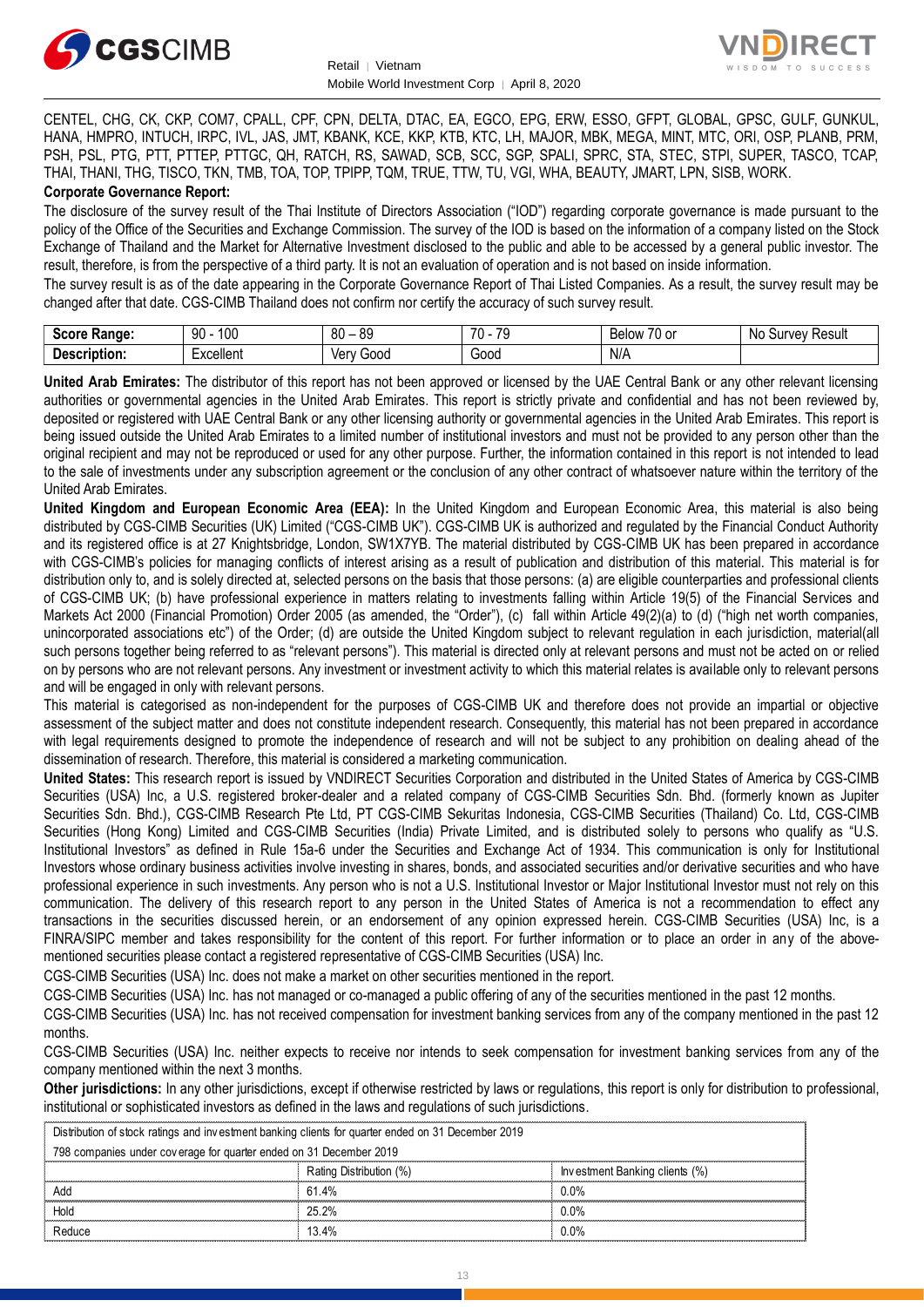CENTEL, CHG, CK, CKP, COM7, CPALL, CPF, CPN, DELTA, DTAC, EA, EGCO, EPG, ERW, ESSO, GFPT, GLOBAL, GPSC, GULF, GUNKUL, HANA, HMPRO, INTUCH, IRPC, IVL, JAS, JMT, KBANK, KCE, KKP, KTB, KTC, LH, MAJOR, MBK, MEGA, MINT, MTC, ORI, OSP, PLANB, PRM, PSH, PSL, PTG, PTT, PTTEP, PTTGC, QH, RATCH, RS, SAWAD, SCB, SCC, SGP, SPALI, SPRC, STA, STEC, STPI, SUPER, TASCO, TCAP, THAI, THANI, THG, TISCO, TKN, TMB, TOA, TOP, TPIPP, TQM, TRUE, TTW, TU, VGI, WHA, BEAUTY, JMART, LPN, SISB, WORK.

**Corporate Governance Report:**

The disclosure of the survey result of the Thai Institute of Directors Association ("IOD") regarding corporate governance is made pursuant to the policy of the Office of the Securities and Exchange Commission. The survey of the IOD is based on the information of a company listed on the Stock Exchange of Thailand and the Market for Alternative Investment disclosed to the public and able to be accessed by a general public investor. The result, therefore, is from the perspective of a third party. It is not an evaluation of operation and is not based on inside information.

The survey result is as of the date appearing in the Corporate Governance Report of Thai Listed Companies. As a result, the survey result may be changed after that date. CGS-CIMB Thailand does not confirm nor certify the accuracy of such survey result.

| **Score Range:** | 90 - 100 | 80 – 89 | 70 - 79 | Below 70 or | No Survey Result |
|---|---|---|---|---|---|
| **Description:** | Excellent | Very Good | Good | N/A | |

**United Arab Emirates:** The distributor of this report has not been approved or licensed by the UAE Central Bank or any other relevant licensing authorities or governmental agencies in the United Arab Emirates. This report is strictly private and confidential and has not been reviewed by, deposited or registered with UAE Central Bank or any other licensing authority or governmental agencies in the United Arab Emirates. This report is being issued outside the United Arab Emirates to a limited number of institutional investors and must not be provided to any person other than the original recipient and may not be reproduced or used for any other purpose. Further, the information contained in this report is not intended to lead to the sale of investments under any subscription agreement or the conclusion of any other contract of whatsoever nature within the territory of the United Arab Emirates.

**United Kingdom and European Economic Area (EEA):** In the United Kingdom and European Economic Area, this material is also being distributed by CGS-CIMB Securities (UK) Limited ("CGS-CIMB UK"). CGS-CIMB UK is authorized and regulated by the Financial Conduct Authority and its registered office is at 27 Knightsbridge, London, SW1X7YB. The material distributed by CGS-CIMB UK has been prepared in accordance with CGS-CIMB's policies for managing conflicts of interest arising as a result of publication and distribution of this material. This material is for distribution only to, and is solely directed at, selected persons on the basis that those persons: (a) are eligible counterparties and professional clients of CGS-CIMB UK; (b) have professional experience in matters relating to investments falling within Article 19(5) of the Financial Services and Markets Act 2000 (Financial Promotion) Order 2005 (as amended, the "Order"), (c) fall within Article 49(2)(a) to (d) ("high net worth companies, unincorporated associations etc") of the Order; (d) are outside the United Kingdom subject to relevant regulation in each jurisdiction, material(all such persons together being referred to as "relevant persons"). This material is directed only at relevant persons and must not be acted on or relied on by persons who are not relevant persons. Any investment or investment activity to which this material relates is available only to relevant persons and will be engaged in only with relevant persons.

This material is categorised as non-independent for the purposes of CGS-CIMB UK and therefore does not provide an impartial or objective assessment of the subject matter and does not constitute independent research. Consequently, this material has not been prepared in accordance with legal requirements designed to promote the independence of research and will not be subject to any prohibition on dealing ahead of the dissemination of research. Therefore, this material is considered a marketing communication.

**United States:** This research report is issued by VNDIRECT Securities Corporation and distributed in the United States of America by CGS-CIMB Securities (USA) Inc, a U.S. registered broker-dealer and a related company of CGS-CIMB Securities Sdn. Bhd. (formerly known as Jupiter Securities Sdn. Bhd.), CGS-CIMB Research Pte Ltd, PT CGS-CIMB Sekuritas Indonesia, CGS-CIMB Securities (Thailand) Co. Ltd, CGS-CIMB Securities (Hong Kong) Limited and CGS-CIMB Securities (India) Private Limited, and is distributed solely to persons who qualify as "U.S. Institutional Investors" as defined in Rule 15a-6 under the Securities and Exchange Act of 1934. This communication is only for Institutional Investors whose ordinary business activities involve investing in shares, bonds, and associated securities and/or derivative securities and who have professional experience in such investments. Any person who is not a U.S. Institutional Investor or Major Institutional Investor must not rely on this communication. The delivery of this research report to any person in the United States of America is not a recommendation to effect any transactions in the securities discussed herein, or an endorsement of any opinion expressed herein. CGS-CIMB Securities (USA) Inc, is a FINRA/SIPC member and takes responsibility for the content of this report. For further information or to place an order in any of the above-mentioned securities please contact a registered representative of CGS-CIMB Securities (USA) Inc.

CGS-CIMB Securities (USA) Inc. does not make a market on other securities mentioned in the report.

CGS-CIMB Securities (USA) Inc. has not managed or co-managed a public offering of any of the securities mentioned in the past 12 months.

CGS-CIMB Securities (USA) Inc. has not received compensation for investment banking services from any of the company mentioned in the past 12 months.

CGS-CIMB Securities (USA) Inc. neither expects to receive nor intends to seek compensation for investment banking services from any of the company mentioned within the next 3 months.

**Other jurisdictions:** In any other jurisdictions, except if otherwise restricted by laws or regulations, this report is only for distribution to professional, institutional or sophisticated investors as defined in the laws and regulations of such jurisdictions.

| Distribution of stock ratings and investment banking clients for quarter ended on 31 December 2019 | | |
|---|---|---|
| 798 companies under coverage for quarter ended on 31 December 2019 | | |
| | Rating Distribution (%) | Investment Banking clients (%) |
| Add | 61.4% | 0.0% |
| Hold | 25.2% | 0.0% |
| Reduce | 13.4% | 0.0% |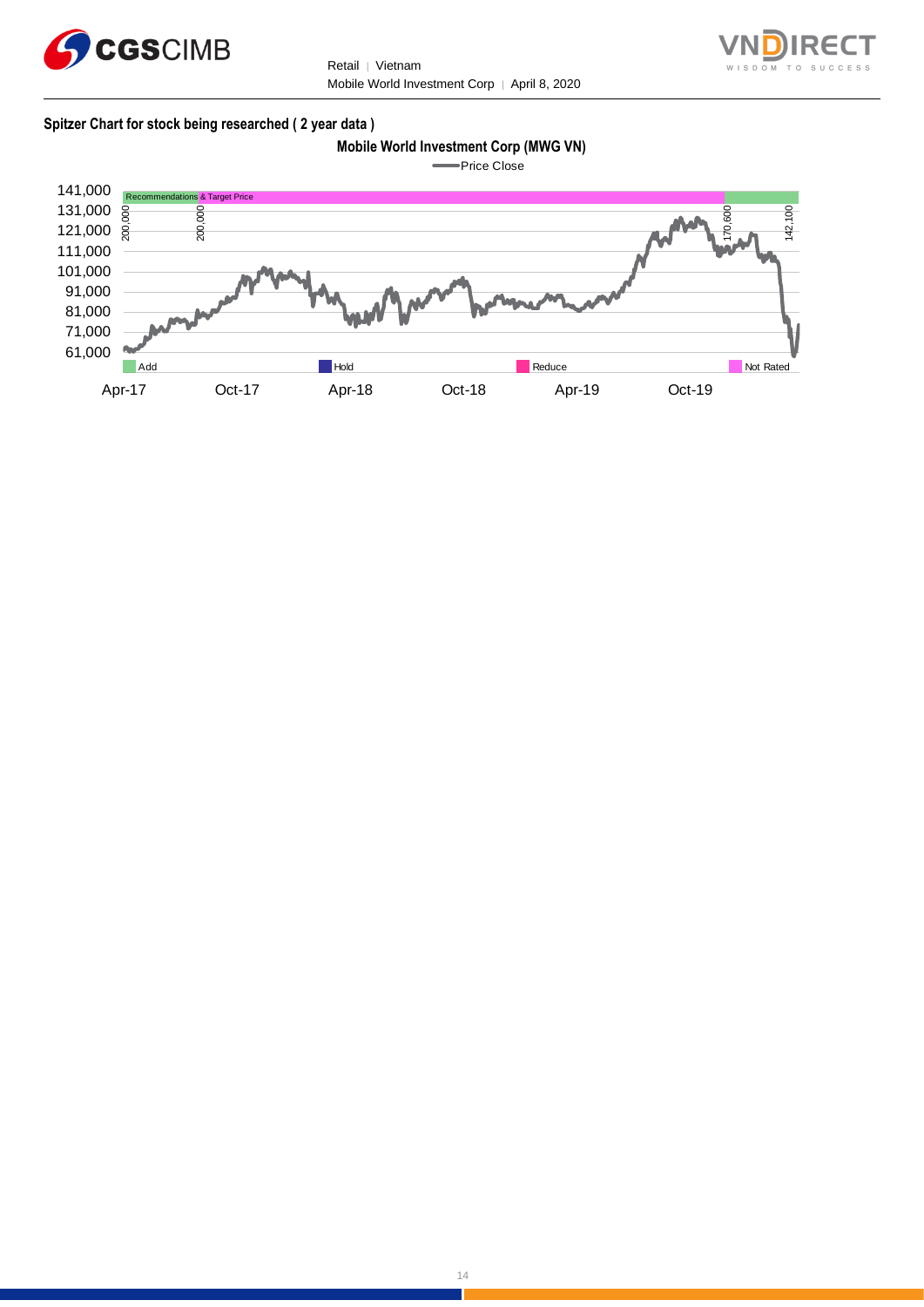**Spitzer Chart for stock being researched ( 2 year data )**

**Mobile World Investment Corp (MWG VN)**

Price Close

141,000
131,000
121,000
111,000
101,000
91,000
81,000
71,000
61,000

Recommendations & Target Price

200,000 | 200,000 | 170,600 | 142,100

Add | Hold | Reduce | Not Rated

Apr-17 | Oct-17 | Apr-18 | Oct-18 | Apr-19 | Oct-19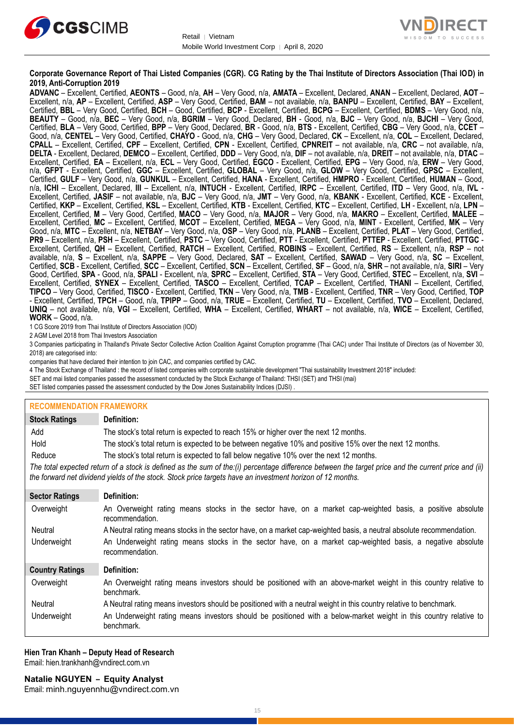**Corporate Governance Report of Thai Listed Companies (CGR). CG Rating by the Thai Institute of Directors Association (Thai IOD) in 2019, Anti-Corruption 2019**

**ADVANC** – Excellent, Certified, **AEONTS** – Good, n/a, **AH** – Very Good, n/a, **AMATA** – Excellent, Declared, **ANAN** – Excellent, Declared, **AOT** – Excellent, n/a, **AP** – Excellent, Certified, **ASP** – Very Good, Certified, **BAM** – not available, n/a, **BANPU** – Excellent, Certified, **BAY** – Excellent, Certified, **BBL** – Very Good, Certified, **BCH** – Good, Certified, **BCP** - Excellent, Certified, **BCPG** – Excellent, Certified, **BDMS** – Very Good, n/a, **BEAUTY** – Good, n/a, **BEC** – Very Good, n/a, **BGRIM** – Very Good, Declared, **BH** - Good, n/a, **BJC** – Very Good, n/a, **BJCHI** – Very Good, Certified, **BLA** – Very Good, Certified, **BPP** – Very Good, Declared, **BR** - Good, n/a, **BTS** - Excellent, Certified, **CBG** – Very Good, n/a, **CCET** – Good, n/a, **CENTEL** – Very Good, Certified, **CHAYO** - Good, n/a, **CHG** – Very Good, Declared, **CK** – Excellent, n/a, **COL** – Excellent, Declared, **CPALL** – Excellent, Certified, **CPF** – Excellent, Certified, **CPN** - Excellent, Certified, **CPNREIT** – not available, n/a, **CRC** – not available, n/a, **DELTA** - Excellent, Declared, **DEMCO** – Excellent, Certified, **DDD** – Very Good, n/a, **DIF** – not available, n/a, **DREIT** – not available, n/a, **DTAC** – Excellent, Certified, **EA** – Excellent, n/a, **ECL** – Very Good, Certified, **EGCO** - Excellent, Certified, **EPG** – Very Good, n/a, **ERW** – Very Good, n/a, **GFPT** - Excellent, Certified, **GGC** – Excellent, Certified, **GLOBAL** – Very Good, n/a, **GLOW** – Very Good, Certified, **GPSC** – Excellent, Certified, **GULF** – Very Good, n/a, **GUNKUL** – Excellent, Certified, **HANA** - Excellent, Certified, **HMPRO** - Excellent, Certified, **HUMAN** – Good, n/a, **ICHI** – Excellent, Declared, **III** – Excellent, n/a, **INTUCH** - Excellent, Certified, **IRPC** – Excellent, Certified, **ITD** – Very Good, n/a, **IVL** - Excellent, Certified, **JASIF** – not available, n/a, **BJC** – Very Good, n/a, **JMT** – Very Good, n/a, **KBANK** - Excellent, Certified, **KCE** - Excellent, Certified, **KKP** – Excellent, Certified, **KSL** – Excellent, Certified, **KTB** - Excellent, Certified, **KTC** – Excellent, Certified, **LH** - Excellent, n/a, **LPN** – Excellent, Certified, **M** – Very Good, Certified, **MACO** – Very Good, n/a, **MAJOR** – Very Good, n/a, **MAKRO** – Excellent, Certified, **MALEE** – Excellent, Certified, **MC** – Excellent, Certified, **MCOT** – Excellent, Certified, **MEGA** – Very Good, n/a, **MINT** - Excellent, Certified, **MK** – Very Good, n/a, **MTC** – Excellent, n/a, **NETBAY** – Very Good, n/a, **OSP** – Very Good, n/a, **PLANB** – Excellent, Certified, **PLAT** – Very Good, Certified, **PR9** – Excellent, n/a, **PSH** – Excellent, Certified, **PSTC** – Very Good, Certified, **PTT** - Excellent, Certified, **PTTEP** - Excellent, Certified, **PTTGC** - Excellent, Certified, **QH** – Excellent, Certified, **RATCH** – Excellent, Certified, **ROBINS** – Excellent, Certified, **RS** – Excellent, n/a, **RSP** – not available, n/a, **S** – Excellent, n/a, **SAPPE** – Very Good, Declared, **SAT** – Excellent, Certified, **SAWAD** – Very Good, n/a, **SC** – Excellent, Certified, **SCB** - Excellent, Certified, **SCC** – Excellent, Certified, **SCN** – Excellent, Certified, **SF** – Good, n/a, **SHR** – not available, n/a, **SIRI** – Very Good, Certified, **SPA** - Good, n/a, **SPALI** - Excellent, n/a, **SPRC** – Excellent, Certified, **STA** – Very Good, Certified, **STEC** – Excellent, n/a, **SVI** – Excellent, Certified, **SYNEX** – Excellent, Certified, **TASCO** – Excellent, Certified, **TCAP** – Excellent, Certified, **THANI** – Excellent, Certified, **TIPCO** – Very Good, Certified, **TISCO** - Excellent, Certified, **TKN** – Very Good, n/a, **TMB** - Excellent, Certified, **TNR** – Very Good, Certified, **TOP** - Excellent, Certified, **TPCH** – Good, n/a, **TPIPP** – Good, n/a, **TRUE** – Excellent, Certified, **TU** – Excellent, Certified, **TVO** – Excellent, Declared, **UNIQ** – not available, n/a, **VGI** – Excellent, Certified, **WHA** – Excellent, Certified, **WHART** – not available, n/a, **WICE** – Excellent, Certified, **WORK** – Good, n/a.

1 CG Score 2019 from Thai Institute of Directors Association (IOD)

2 AGM Level 2018 from Thai Investors Association

3 Companies participating in Thailand's Private Sector Collective Action Coalition Against Corruption programme (Thai CAC) under Thai Institute of Directors (as of November 30, 2018) are categorised into:

companies that have declared their intention to join CAC, and companies certified by CAC.

4 The Stock Exchange of Thailand : the record of listed companies with corporate sustainable development "Thai sustainability Investment 2018" included:

SET and mai listed companies passed the assessment conducted by the Stock Exchange of Thailand: THSI (SET) and THSI (mai)

SET listed companies passed the assessment conducted by the Dow Jones Sustainability Indices (DJSI) .

## RECOMMENDATION FRAMEWORK

| Stock Ratings | Definition: |
|---|---|
| Add | The stock's total return is expected to reach 15% or higher over the next 12 months. |
| Hold | The stock's total return is expected to be between negative 10% and positive 15% over the next 12 months. |
| Reduce | The stock's total return is expected to fall below negative 10% over the next 12 months. |

*The total expected return of a stock is defined as the sum of the:(i) percentage difference between the target price and the current price and (ii) the forward net dividend yields of the stock. Stock price targets have an investment horizon of 12 months.*

| Sector Ratings | Definition: |
|---|---|
| Overweight | An Overweight rating means stocks in the sector have, on a market cap-weighted basis, a positive absolute recommendation. |
| Neutral | A Neutral rating means stocks in the sector have, on a market cap-weighted basis, a neutral absolute recommendation. |
| Underweight | An Underweight rating means stocks in the sector have, on a market cap-weighted basis, a negative absolute recommendation. |

| Country Ratings | Definition: |
|---|---|
| Overweight | An Overweight rating means investors should be positioned with an above-market weight in this country relative to benchmark. |
| Neutral | A Neutral rating means investors should be positioned with a neutral weight in this country relative to benchmark. |
| Underweight | An Underweight rating means investors should be positioned with a below-market weight in this country relative to benchmark. |

**Hien Tran Khanh – Deputy Head of Research**
Email: hien.trankhanh@vndirect.com.vn

**Natalie NGUYEN – Equity Analyst**
Email: minh.nguyennhu@vndirect.com.vn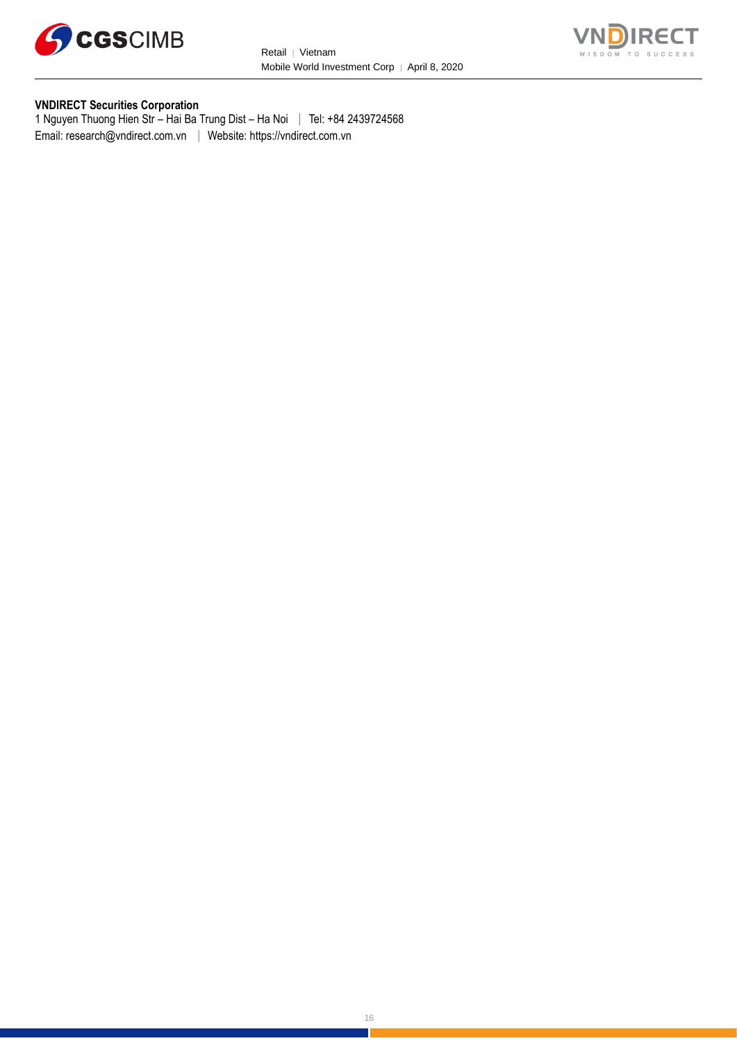**VNDIRECT Securities Corporation**

1 Nguyen Thuong Hien Str – Hai Ba Trung Dist – Ha Noi | Tel: +84 2439724568

Email: research@vndirect.com.vn | Website: https://vndirect.com.vn